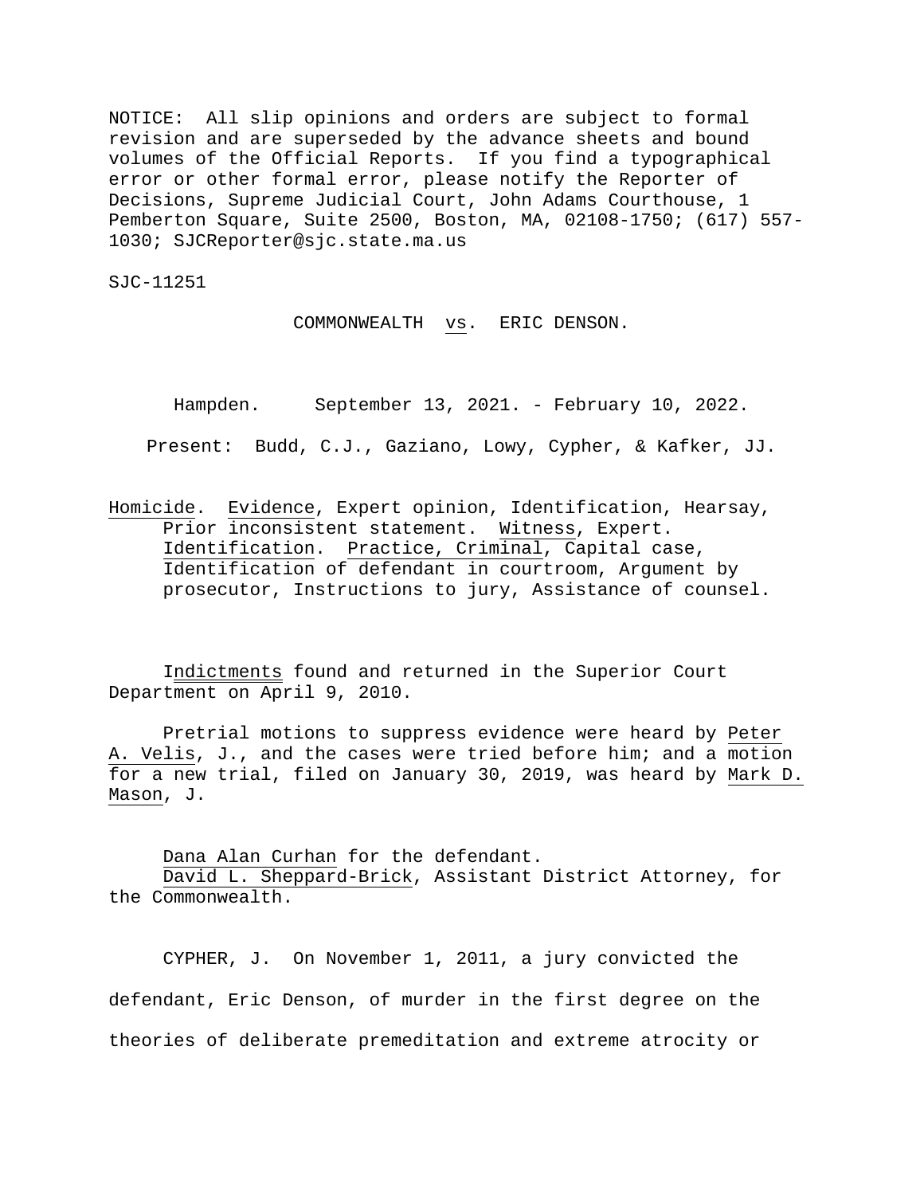NOTICE: All slip opinions and orders are subject to formal revision and are superseded by the advance sheets and bound volumes of the Official Reports. If you find a typographical error or other formal error, please notify the Reporter of Decisions, Supreme Judicial Court, John Adams Courthouse, 1 Pemberton Square, Suite 2500, Boston, MA, 02108-1750; (617) 557-1030; SJCReporter@sjc.state.ma.us

SJC-11251

COMMONWEALTH vs. ERIC DENSON.

Hampden. September 13, 2021. - February 10, 2022.

Present: Budd, C.J., Gaziano, Lowy, Cypher, & Kafker, JJ.

Homicide. Evidence, Expert opinion, Identification, Hearsay, Prior inconsistent statement. Witness, Expert. Identification. Practice, Criminal, Capital case, Identification of defendant in courtroom, Argument by prosecutor, Instructions to jury, Assistance of counsel.

Indictments found and returned in the Superior Court Department on April 9, 2010.

Pretrial motions to suppress evidence were heard by Peter A. Velis, J., and the cases were tried before him; and a motion for a new trial, filed on January 30, 2019, was heard by Mark D. Mason, J.

Dana Alan Curhan for the defendant.
David L. Sheppard-Brick, Assistant District Attorney, for the Commonwealth.

CYPHER, J. On November 1, 2011, a jury convicted the defendant, Eric Denson, of murder in the first degree on the theories of deliberate premeditation and extreme atrocity or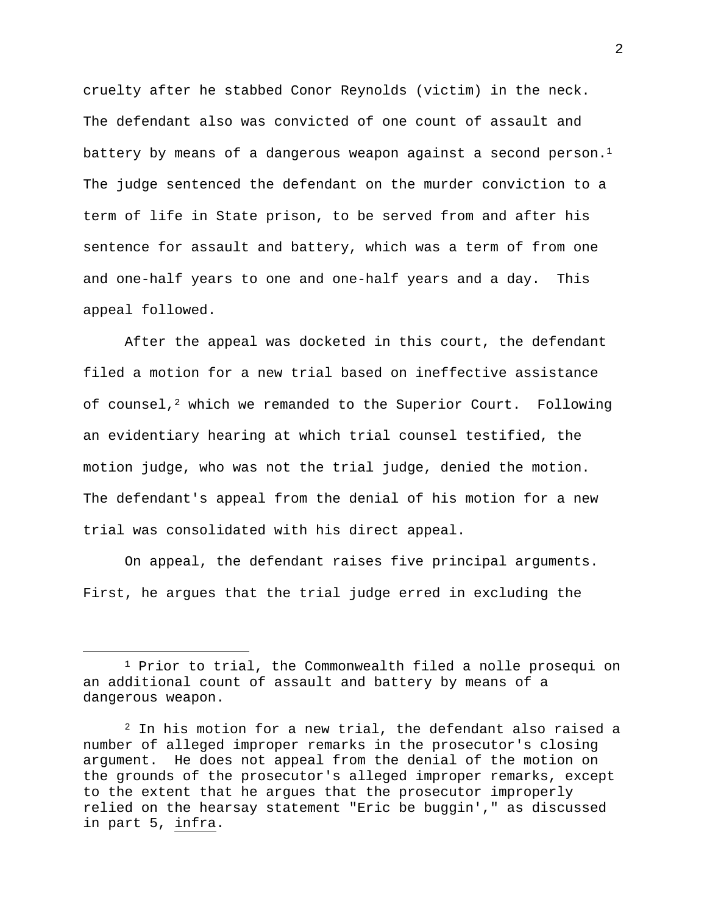cruelty after he stabbed Conor Reynolds (victim) in the neck. The defendant also was convicted of one count of assault and battery by means of a dangerous weapon against a second person.[1] The judge sentenced the defendant on the murder conviction to a term of life in State prison, to be served from and after his sentence for assault and battery, which was a term of from one and one-half years to one and one-half years and a day. This appeal followed.

After the appeal was docketed in this court, the defendant filed a motion for a new trial based on ineffective assistance of counsel,[2] which we remanded to the Superior Court. Following an evidentiary hearing at which trial counsel testified, the motion judge, who was not the trial judge, denied the motion. The defendant's appeal from the denial of his motion for a new trial was consolidated with his direct appeal.

On appeal, the defendant raises five principal arguments. First, he argues that the trial judge erred in excluding the

---

[1] Prior to trial, the Commonwealth filed a nolle prosequi on an additional count of assault and battery by means of a dangerous weapon.

[2] In his motion for a new trial, the defendant also raised a number of alleged improper remarks in the prosecutor's closing argument. He does not appeal from the denial of the motion on the grounds of the prosecutor's alleged improper remarks, except to the extent that he argues that the prosecutor improperly relied on the hearsay statement "Eric be buggin'," as discussed in part 5, infra.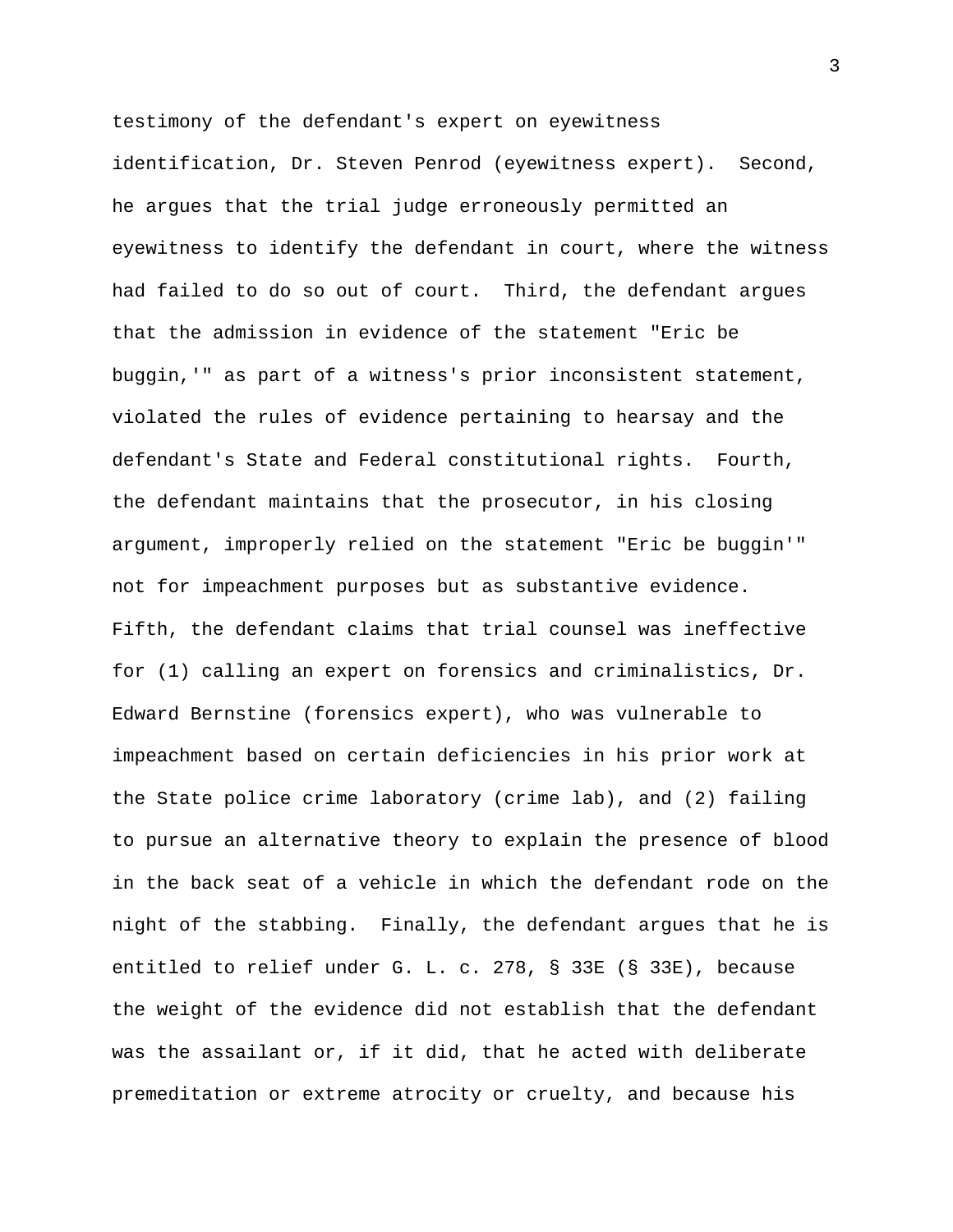testimony of the defendant's expert on eyewitness identification, Dr. Steven Penrod (eyewitness expert). Second, he argues that the trial judge erroneously permitted an eyewitness to identify the defendant in court, where the witness had failed to do so out of court. Third, the defendant argues that the admission in evidence of the statement "Eric be buggin,'" as part of a witness's prior inconsistent statement, violated the rules of evidence pertaining to hearsay and the defendant's State and Federal constitutional rights. Fourth, the defendant maintains that the prosecutor, in his closing argument, improperly relied on the statement "Eric be buggin'" not for impeachment purposes but as substantive evidence. Fifth, the defendant claims that trial counsel was ineffective for (1) calling an expert on forensics and criminalistics, Dr. Edward Bernstine (forensics expert), who was vulnerable to impeachment based on certain deficiencies in his prior work at the State police crime laboratory (crime lab), and (2) failing to pursue an alternative theory to explain the presence of blood in the back seat of a vehicle in which the defendant rode on the night of the stabbing. Finally, the defendant argues that he is entitled to relief under G. L. c. 278, § 33E (§ 33E), because the weight of the evidence did not establish that the defendant was the assailant or, if it did, that he acted with deliberate premeditation or extreme atrocity or cruelty, and because his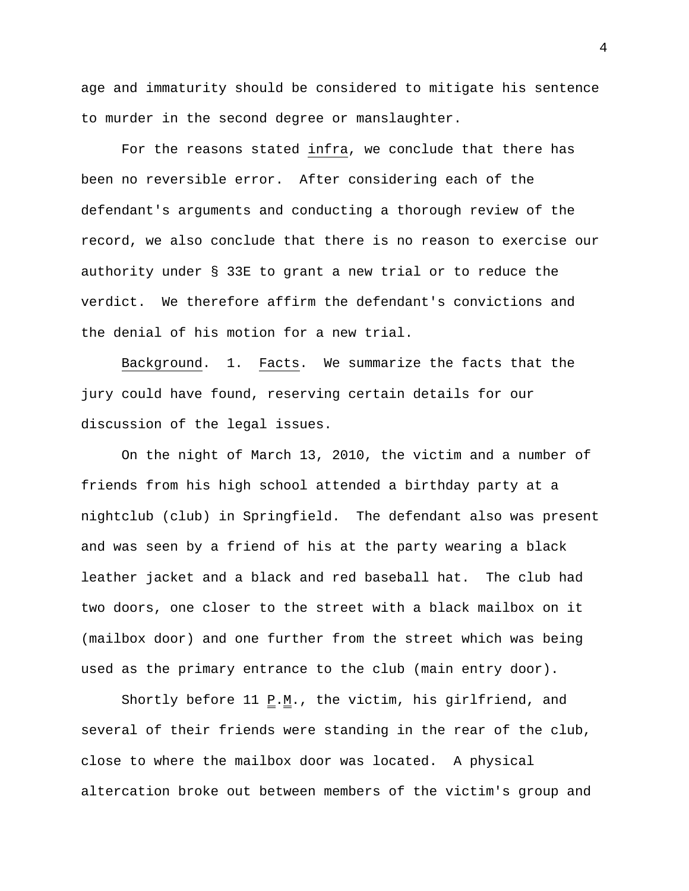age and immaturity should be considered to mitigate his sentence to murder in the second degree or manslaughter.

For the reasons stated _infra_, we conclude that there has been no reversible error. After considering each of the defendant's arguments and conducting a thorough review of the record, we also conclude that there is no reason to exercise our authority under § 33E to grant a new trial or to reduce the verdict. We therefore affirm the defendant's convictions and the denial of his motion for a new trial.

_Background_. 1. _Facts_. We summarize the facts that the jury could have found, reserving certain details for our discussion of the legal issues.

On the night of March 13, 2010, the victim and a number of friends from his high school attended a birthday party at a nightclub (club) in Springfield. The defendant also was present and was seen by a friend of his at the party wearing a black leather jacket and a black and red baseball hat. The club had two doors, one closer to the street with a black mailbox on it (mailbox door) and one further from the street which was being used as the primary entrance to the club (main entry door).

Shortly before 11 P.M., the victim, his girlfriend, and several of their friends were standing in the rear of the club, close to where the mailbox door was located. A physical altercation broke out between members of the victim's group and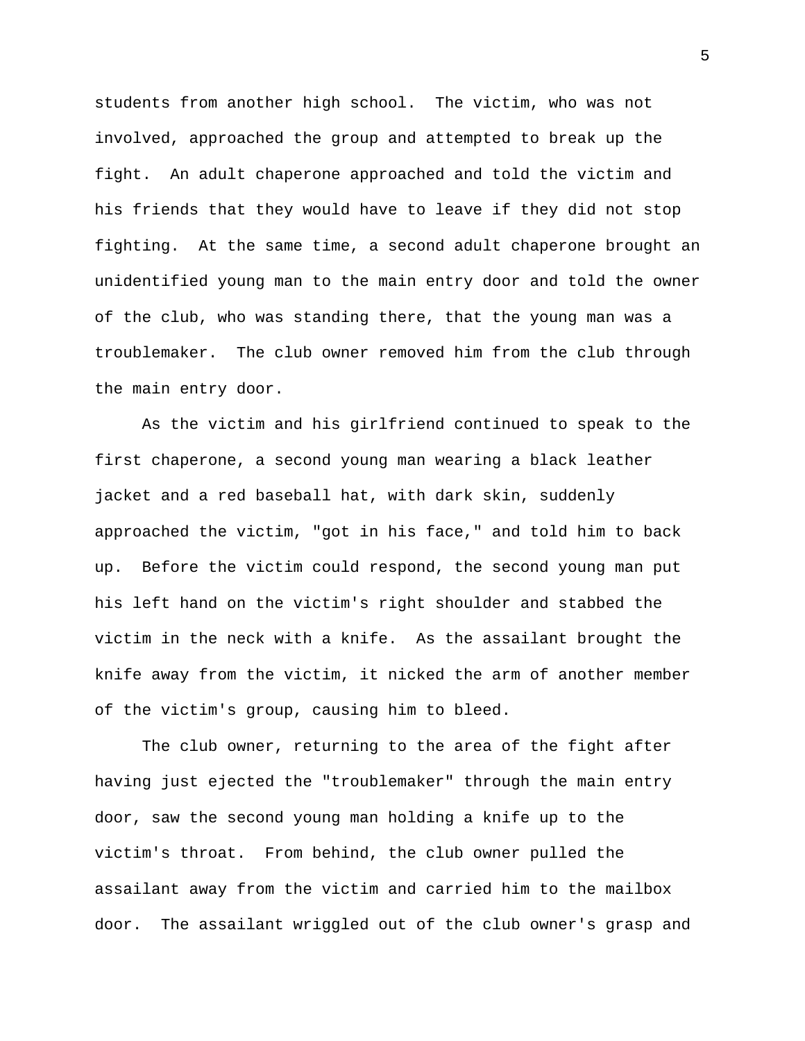students from another high school. The victim, who was not involved, approached the group and attempted to break up the fight. An adult chaperone approached and told the victim and his friends that they would have to leave if they did not stop fighting. At the same time, a second adult chaperone brought an unidentified young man to the main entry door and told the owner of the club, who was standing there, that the young man was a troublemaker. The club owner removed him from the club through the main entry door.

As the victim and his girlfriend continued to speak to the first chaperone, a second young man wearing a black leather jacket and a red baseball hat, with dark skin, suddenly approached the victim, "got in his face," and told him to back up. Before the victim could respond, the second young man put his left hand on the victim's right shoulder and stabbed the victim in the neck with a knife. As the assailant brought the knife away from the victim, it nicked the arm of another member of the victim's group, causing him to bleed.

The club owner, returning to the area of the fight after having just ejected the "troublemaker" through the main entry door, saw the second young man holding a knife up to the victim's throat. From behind, the club owner pulled the assailant away from the victim and carried him to the mailbox door. The assailant wriggled out of the club owner's grasp and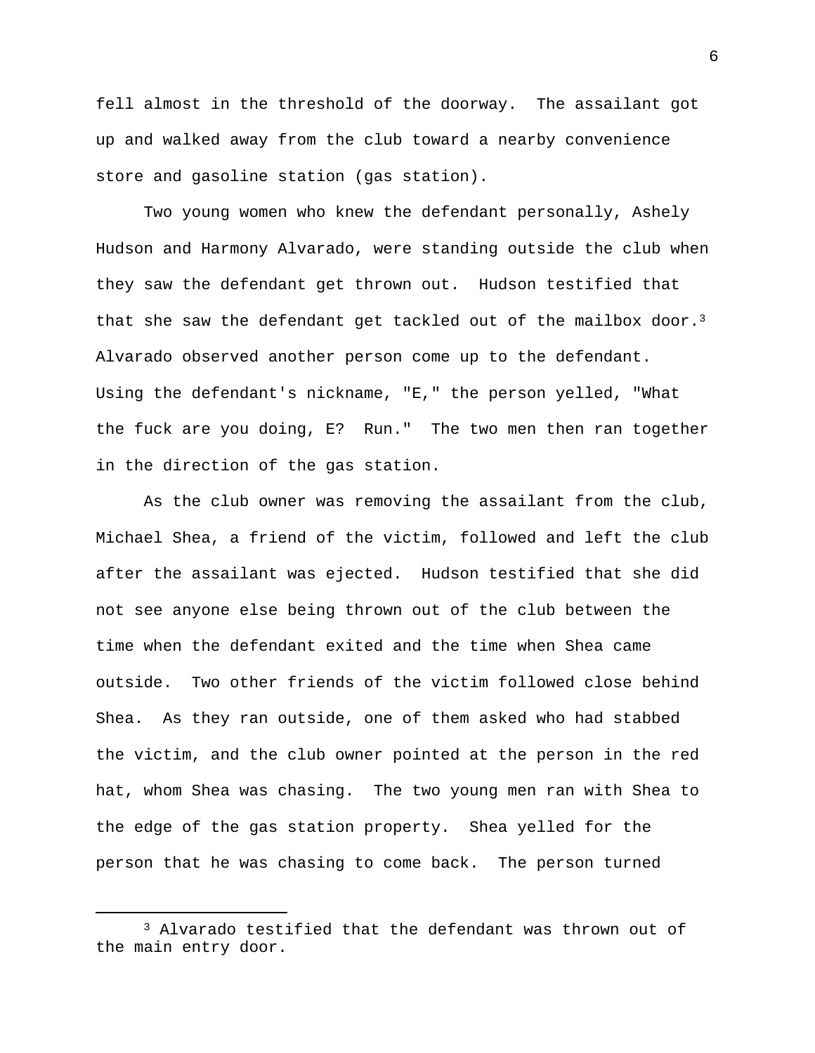fell almost in the threshold of the doorway. The assailant got up and walked away from the club toward a nearby convenience store and gasoline station (gas station).

Two young women who knew the defendant personally, Ashely Hudson and Harmony Alvarado, were standing outside the club when they saw the defendant get thrown out. Hudson testified that that she saw the defendant get tackled out of the mailbox door.[3] Alvarado observed another person come up to the defendant. Using the defendant's nickname, "E," the person yelled, "What the fuck are you doing, E? Run." The two men then ran together in the direction of the gas station.

As the club owner was removing the assailant from the club, Michael Shea, a friend of the victim, followed and left the club after the assailant was ejected. Hudson testified that she did not see anyone else being thrown out of the club between the time when the defendant exited and the time when Shea came outside. Two other friends of the victim followed close behind Shea. As they ran outside, one of them asked who had stabbed the victim, and the club owner pointed at the person in the red hat, whom Shea was chasing. The two young men ran with Shea to the edge of the gas station property. Shea yelled for the person that he was chasing to come back. The person turned

---

[3] Alvarado testified that the defendant was thrown out of the main entry door.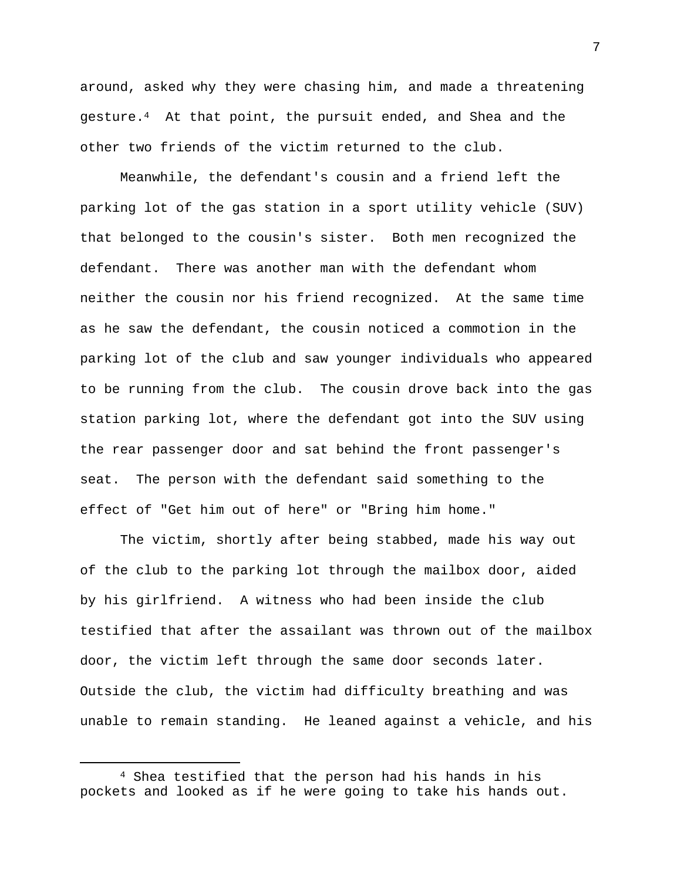around, asked why they were chasing him, and made a threatening gesture.[4] At that point, the pursuit ended, and Shea and the other two friends of the victim returned to the club.

Meanwhile, the defendant's cousin and a friend left the parking lot of the gas station in a sport utility vehicle (SUV) that belonged to the cousin's sister. Both men recognized the defendant. There was another man with the defendant whom neither the cousin nor his friend recognized. At the same time as he saw the defendant, the cousin noticed a commotion in the parking lot of the club and saw younger individuals who appeared to be running from the club. The cousin drove back into the gas station parking lot, where the defendant got into the SUV using the rear passenger door and sat behind the front passenger's seat. The person with the defendant said something to the effect of "Get him out of here" or "Bring him home."

The victim, shortly after being stabbed, made his way out of the club to the parking lot through the mailbox door, aided by his girlfriend. A witness who had been inside the club testified that after the assailant was thrown out of the mailbox door, the victim left through the same door seconds later. Outside the club, the victim had difficulty breathing and was unable to remain standing. He leaned against a vehicle, and his

---

[4] Shea testified that the person had his hands in his pockets and looked as if he were going to take his hands out.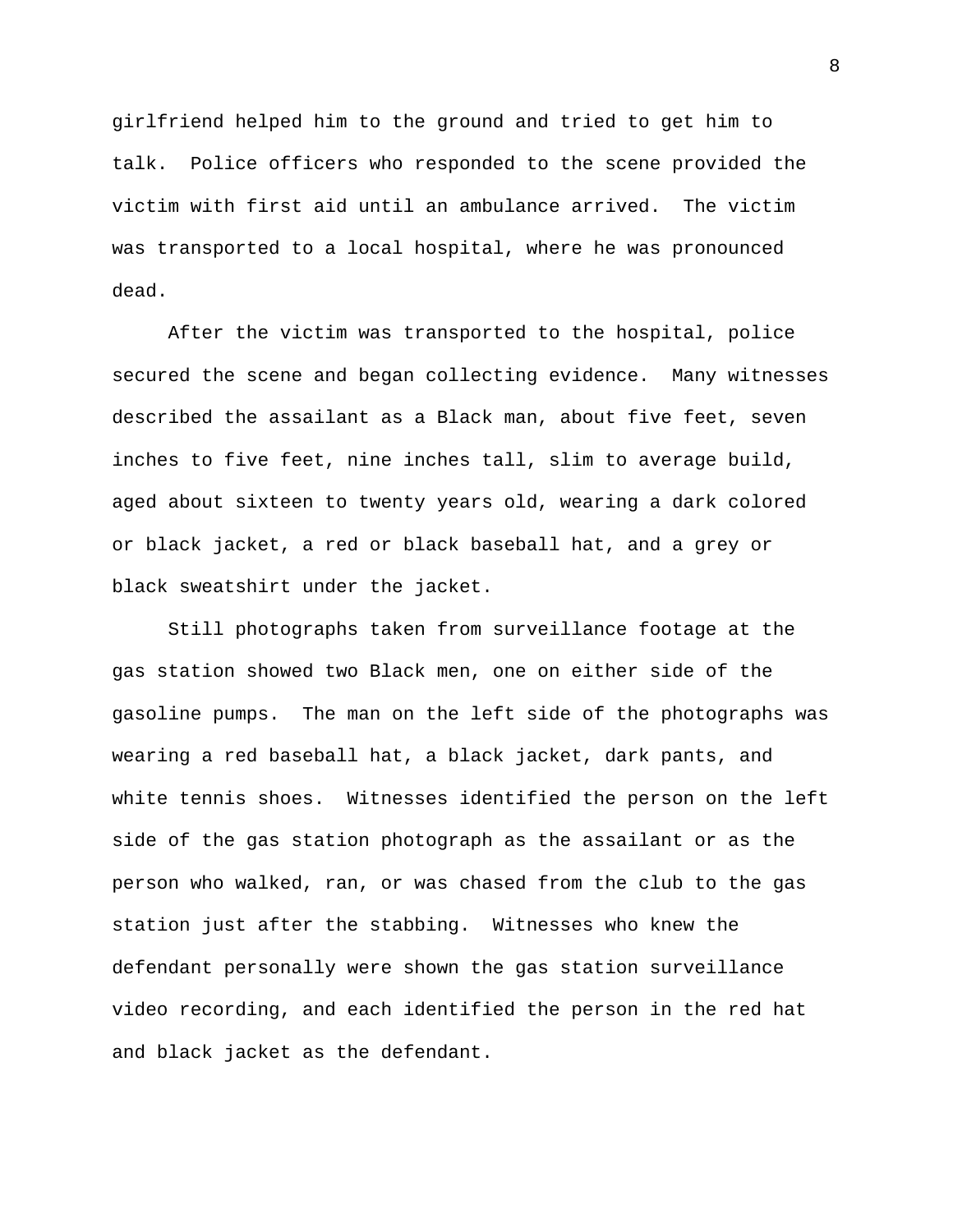girlfriend helped him to the ground and tried to get him to talk. Police officers who responded to the scene provided the victim with first aid until an ambulance arrived. The victim was transported to a local hospital, where he was pronounced dead.

After the victim was transported to the hospital, police secured the scene and began collecting evidence. Many witnesses described the assailant as a Black man, about five feet, seven inches to five feet, nine inches tall, slim to average build, aged about sixteen to twenty years old, wearing a dark colored or black jacket, a red or black baseball hat, and a grey or black sweatshirt under the jacket.

Still photographs taken from surveillance footage at the gas station showed two Black men, one on either side of the gasoline pumps. The man on the left side of the photographs was wearing a red baseball hat, a black jacket, dark pants, and white tennis shoes. Witnesses identified the person on the left side of the gas station photograph as the assailant or as the person who walked, ran, or was chased from the club to the gas station just after the stabbing. Witnesses who knew the defendant personally were shown the gas station surveillance video recording, and each identified the person in the red hat and black jacket as the defendant.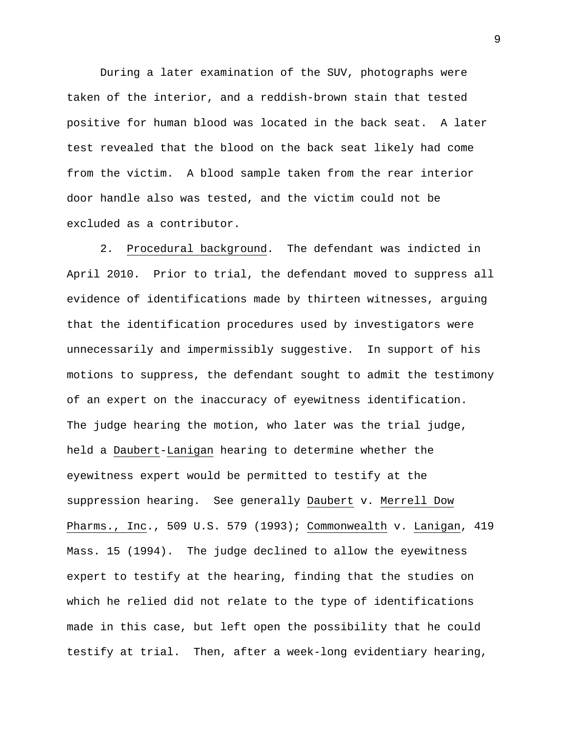During a later examination of the SUV, photographs were taken of the interior, and a reddish-brown stain that tested positive for human blood was located in the back seat. A later test revealed that the blood on the back seat likely had come from the victim. A blood sample taken from the rear interior door handle also was tested, and the victim could not be excluded as a contributor.

2. Procedural background. The defendant was indicted in April 2010. Prior to trial, the defendant moved to suppress all evidence of identifications made by thirteen witnesses, arguing that the identification procedures used by investigators were unnecessarily and impermissibly suggestive. In support of his motions to suppress, the defendant sought to admit the testimony of an expert on the inaccuracy of eyewitness identification. The judge hearing the motion, who later was the trial judge, held a Daubert-Lanigan hearing to determine whether the eyewitness expert would be permitted to testify at the suppression hearing. See generally Daubert v. Merrell Dow Pharms., Inc., 509 U.S. 579 (1993); Commonwealth v. Lanigan, 419 Mass. 15 (1994). The judge declined to allow the eyewitness expert to testify at the hearing, finding that the studies on which he relied did not relate to the type of identifications made in this case, but left open the possibility that he could testify at trial. Then, after a week-long evidentiary hearing,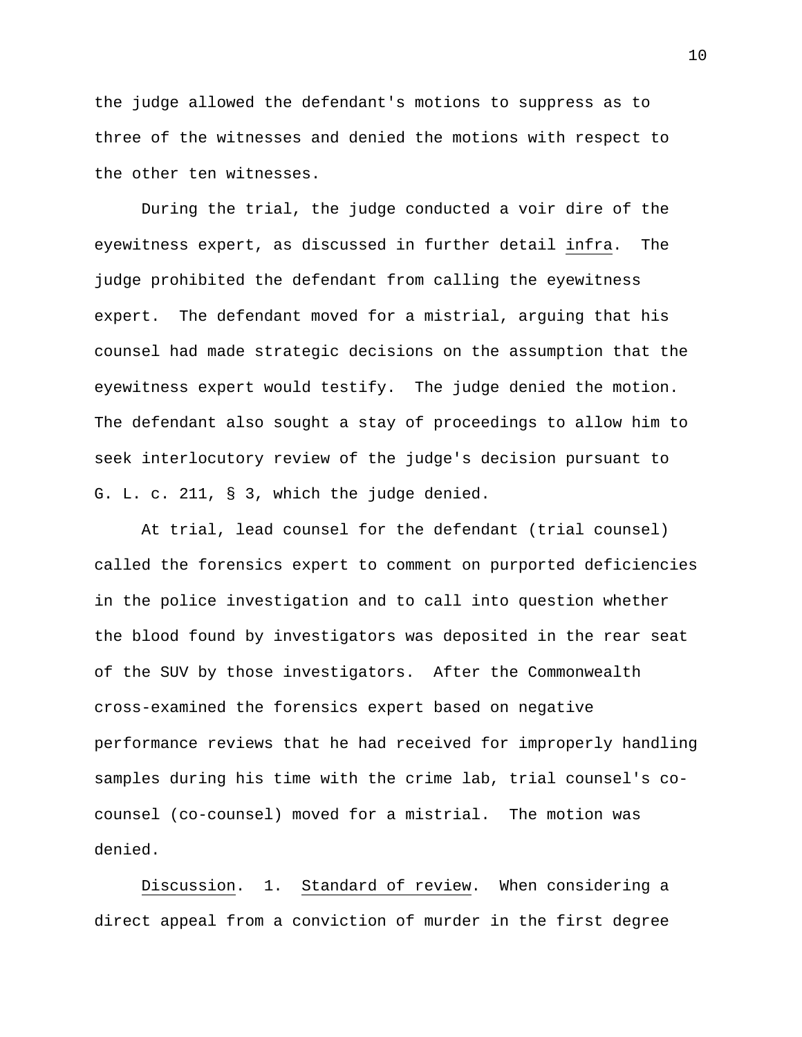the judge allowed the defendant's motions to suppress as to three of the witnesses and denied the motions with respect to the other ten witnesses.

During the trial, the judge conducted a voir dire of the eyewitness expert, as discussed in further detail _infra_. The judge prohibited the defendant from calling the eyewitness expert. The defendant moved for a mistrial, arguing that his counsel had made strategic decisions on the assumption that the eyewitness expert would testify. The judge denied the motion. The defendant also sought a stay of proceedings to allow him to seek interlocutory review of the judge's decision pursuant to G. L. c. 211, § 3, which the judge denied.

At trial, lead counsel for the defendant (trial counsel) called the forensics expert to comment on purported deficiencies in the police investigation and to call into question whether the blood found by investigators was deposited in the rear seat of the SUV by those investigators. After the Commonwealth cross-examined the forensics expert based on negative performance reviews that he had received for improperly handling samples during his time with the crime lab, trial counsel's co-counsel (co-counsel) moved for a mistrial. The motion was denied.

_Discussion_. 1. _Standard of review_. When considering a direct appeal from a conviction of murder in the first degree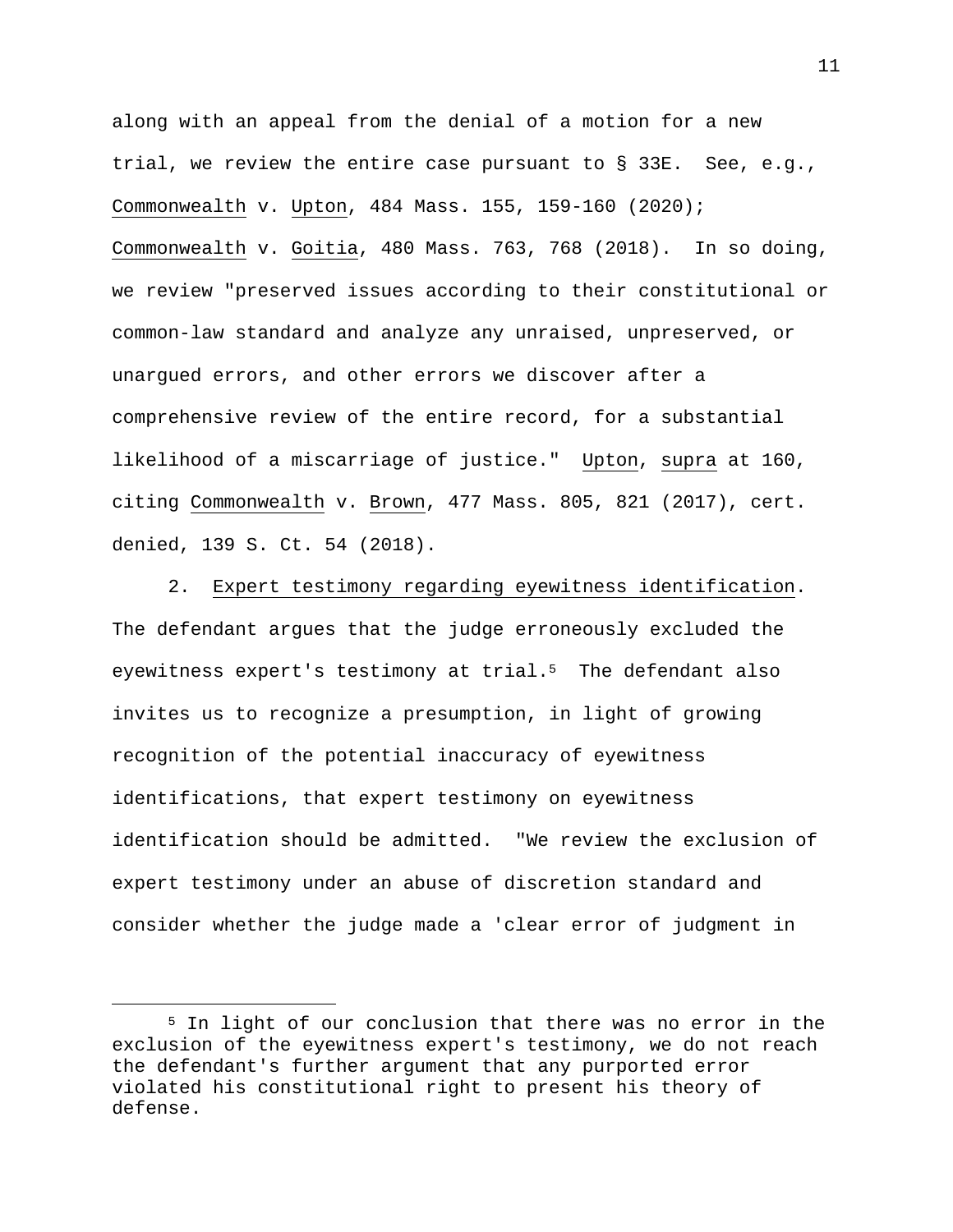along with an appeal from the denial of a motion for a new trial, we review the entire case pursuant to § 33E. See, e.g., Commonwealth v. Upton, 484 Mass. 155, 159-160 (2020); Commonwealth v. Goitia, 480 Mass. 763, 768 (2018). In so doing, we review "preserved issues according to their constitutional or common-law standard and analyze any unraised, unpreserved, or unargued errors, and other errors we discover after a comprehensive review of the entire record, for a substantial likelihood of a miscarriage of justice." Upton, supra at 160, citing Commonwealth v. Brown, 477 Mass. 805, 821 (2017), cert. denied, 139 S. Ct. 54 (2018).

2. Expert testimony regarding eyewitness identification. The defendant argues that the judge erroneously excluded the eyewitness expert's testimony at trial.[5] The defendant also invites us to recognize a presumption, in light of growing recognition of the potential inaccuracy of eyewitness identifications, that expert testimony on eyewitness identification should be admitted. "We review the exclusion of expert testimony under an abuse of discretion standard and consider whether the judge made a 'clear error of judgment in

[5] In light of our conclusion that there was no error in the exclusion of the eyewitness expert's testimony, we do not reach the defendant's further argument that any purported error violated his constitutional right to present his theory of defense.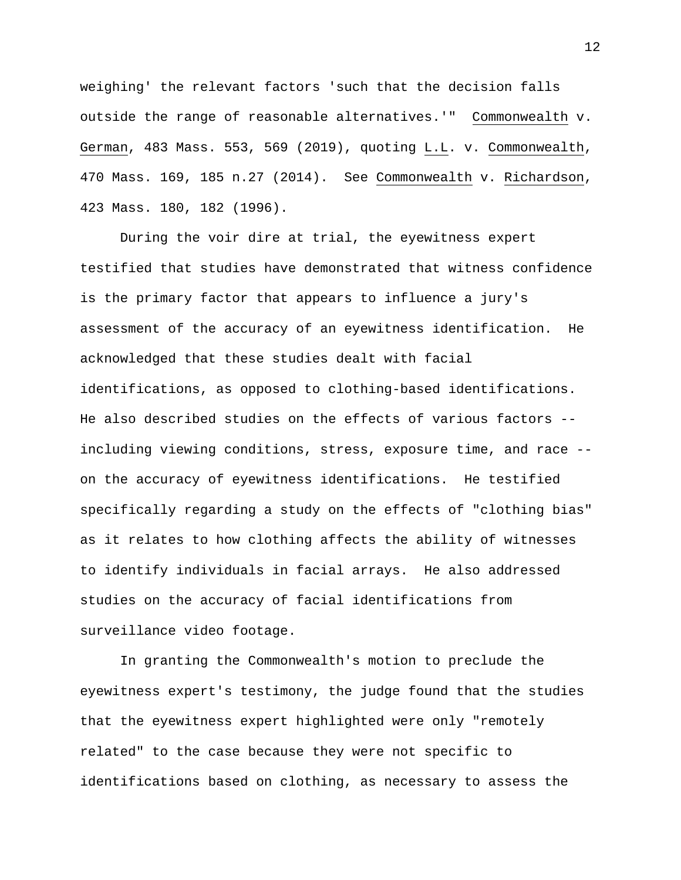weighing' the relevant factors 'such that the decision falls outside the range of reasonable alternatives.'" Commonwealth v. German, 483 Mass. 553, 569 (2019), quoting L.L. v. Commonwealth, 470 Mass. 169, 185 n.27 (2014). See Commonwealth v. Richardson, 423 Mass. 180, 182 (1996).

During the voir dire at trial, the eyewitness expert testified that studies have demonstrated that witness confidence is the primary factor that appears to influence a jury's assessment of the accuracy of an eyewitness identification. He acknowledged that these studies dealt with facial identifications, as opposed to clothing-based identifications. He also described studies on the effects of various factors -- including viewing conditions, stress, exposure time, and race -- on the accuracy of eyewitness identifications. He testified specifically regarding a study on the effects of "clothing bias" as it relates to how clothing affects the ability of witnesses to identify individuals in facial arrays. He also addressed studies on the accuracy of facial identifications from surveillance video footage.

In granting the Commonwealth's motion to preclude the eyewitness expert's testimony, the judge found that the studies that the eyewitness expert highlighted were only "remotely related" to the case because they were not specific to identifications based on clothing, as necessary to assess the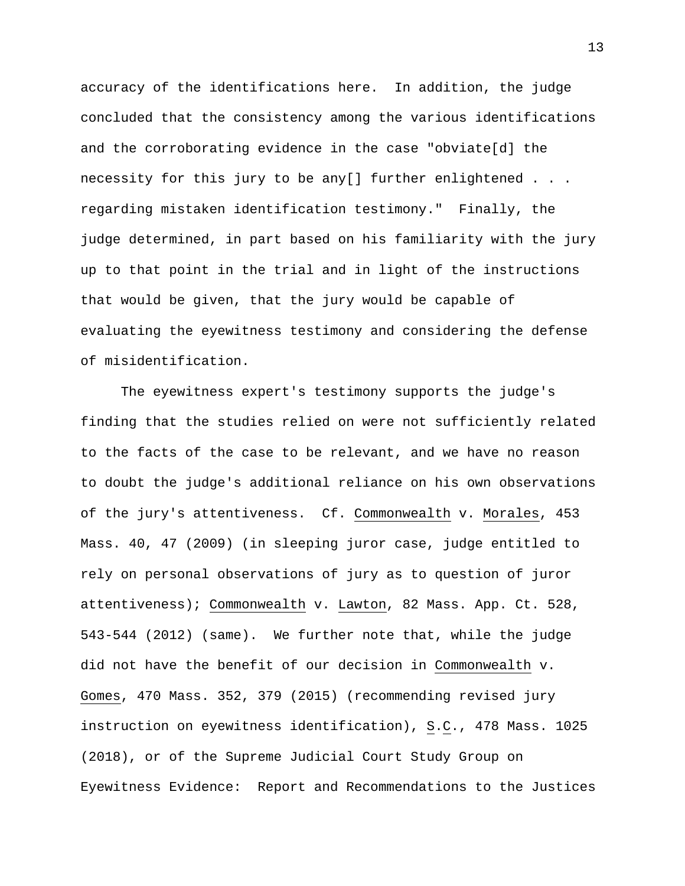accuracy of the identifications here. In addition, the judge concluded that the consistency among the various identifications and the corroborating evidence in the case "obviate[d] the necessity for this jury to be any[] further enlightened . . . regarding mistaken identification testimony." Finally, the judge determined, in part based on his familiarity with the jury up to that point in the trial and in light of the instructions that would be given, that the jury would be capable of evaluating the eyewitness testimony and considering the defense of misidentification.

The eyewitness expert's testimony supports the judge's finding that the studies relied on were not sufficiently related to the facts of the case to be relevant, and we have no reason to doubt the judge's additional reliance on his own observations of the jury's attentiveness. Cf. Commonwealth v. Morales, 453 Mass. 40, 47 (2009) (in sleeping juror case, judge entitled to rely on personal observations of jury as to question of juror attentiveness); Commonwealth v. Lawton, 82 Mass. App. Ct. 528, 543-544 (2012) (same). We further note that, while the judge did not have the benefit of our decision in Commonwealth v. Gomes, 470 Mass. 352, 379 (2015) (recommending revised jury instruction on eyewitness identification), S.C., 478 Mass. 1025 (2018), or of the Supreme Judicial Court Study Group on Eyewitness Evidence: Report and Recommendations to the Justices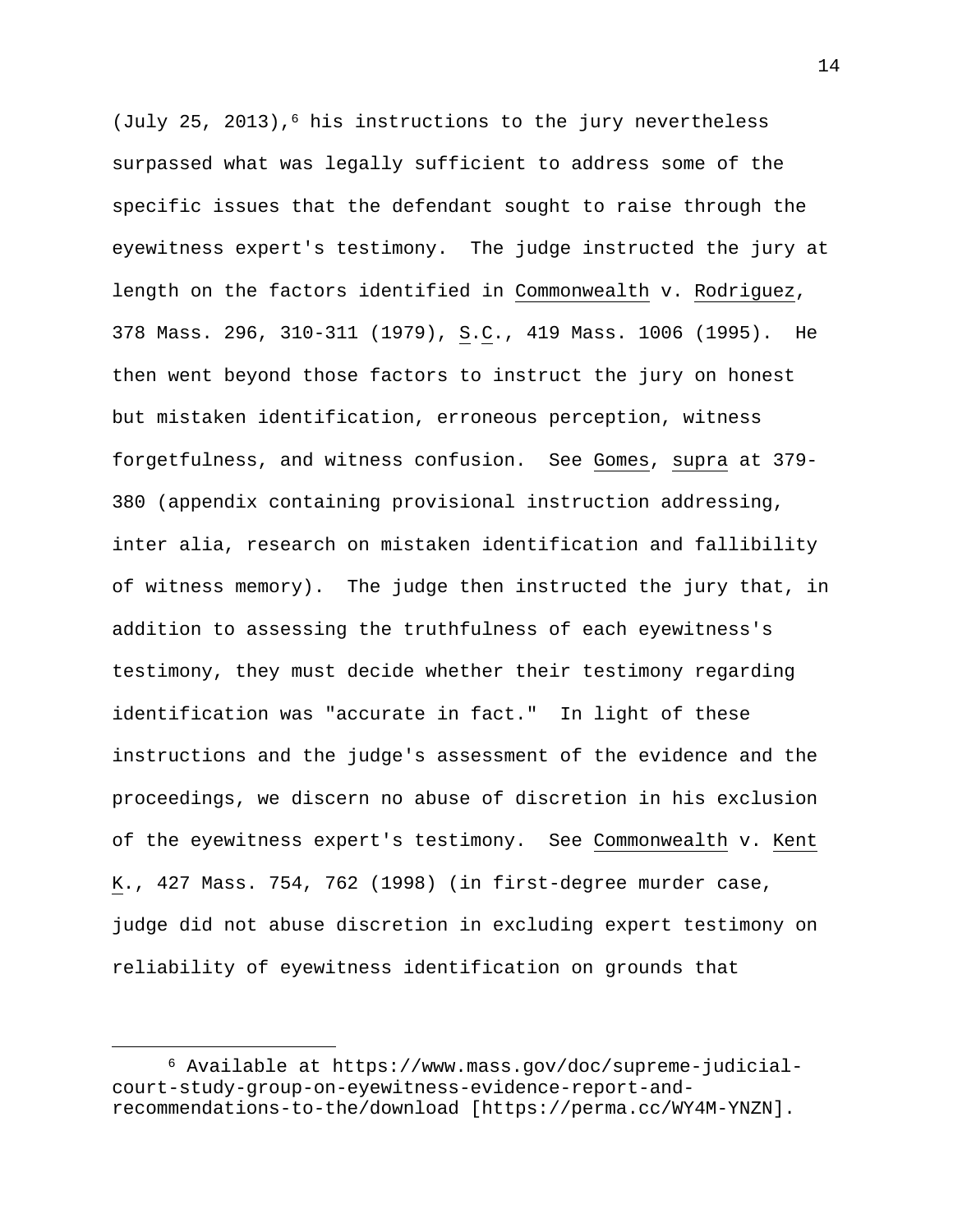(July 25, 2013),[6] his instructions to the jury nevertheless surpassed what was legally sufficient to address some of the specific issues that the defendant sought to raise through the eyewitness expert's testimony. The judge instructed the jury at length on the factors identified in Commonwealth v. Rodriguez, 378 Mass. 296, 310-311 (1979), S.C., 419 Mass. 1006 (1995). He then went beyond those factors to instruct the jury on honest but mistaken identification, erroneous perception, witness forgetfulness, and witness confusion. See Gomes, supra at 379-380 (appendix containing provisional instruction addressing, inter alia, research on mistaken identification and fallibility of witness memory). The judge then instructed the jury that, in addition to assessing the truthfulness of each eyewitness's testimony, they must decide whether their testimony regarding identification was "accurate in fact." In light of these instructions and the judge's assessment of the evidence and the proceedings, we discern no abuse of discretion in his exclusion of the eyewitness expert's testimony. See Commonwealth v. Kent K., 427 Mass. 754, 762 (1998) (in first-degree murder case, judge did not abuse discretion in excluding expert testimony on reliability of eyewitness identification on grounds that

---

[6] Available at https://www.mass.gov/doc/supreme-judicial-court-study-group-on-eyewitness-evidence-report-and-recommendations-to-the/download [https://perma.cc/WY4M-YNZN].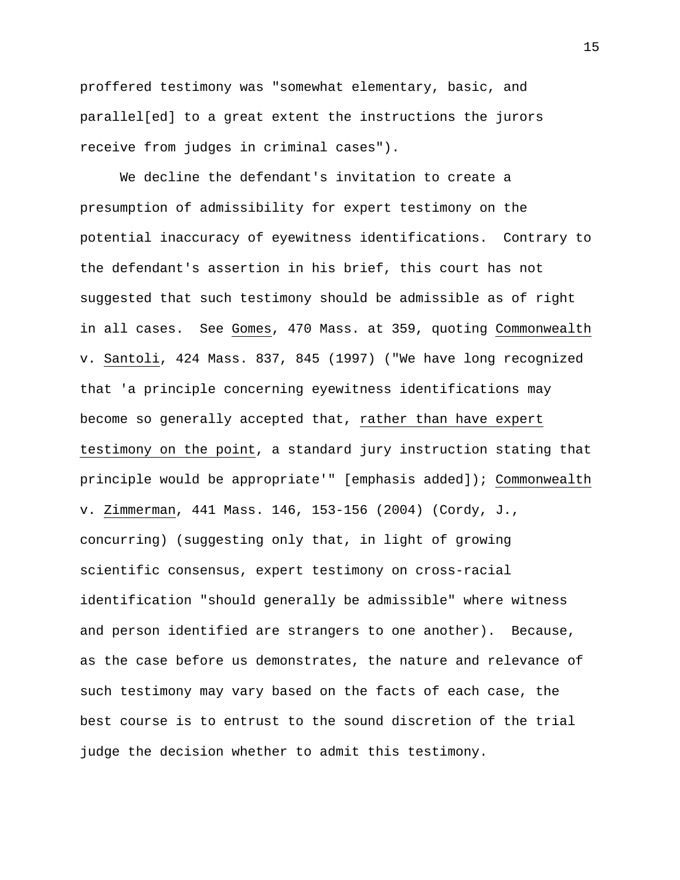proffered testimony was "somewhat elementary, basic, and parallel[ed] to a great extent the instructions the jurors receive from judges in criminal cases").

We decline the defendant's invitation to create a presumption of admissibility for expert testimony on the potential inaccuracy of eyewitness identifications. Contrary to the defendant's assertion in his brief, this court has not suggested that such testimony should be admissible as of right in all cases. See Gomes, 470 Mass. at 359, quoting Commonwealth v. Santoli, 424 Mass. 837, 845 (1997) ("We have long recognized that 'a principle concerning eyewitness identifications may become so generally accepted that, rather than have expert testimony on the point, a standard jury instruction stating that principle would be appropriate'" [emphasis added]); Commonwealth v. Zimmerman, 441 Mass. 146, 153-156 (2004) (Cordy, J., concurring) (suggesting only that, in light of growing scientific consensus, expert testimony on cross-racial identification "should generally be admissible" where witness and person identified are strangers to one another). Because, as the case before us demonstrates, the nature and relevance of such testimony may vary based on the facts of each case, the best course is to entrust to the sound discretion of the trial judge the decision whether to admit this testimony.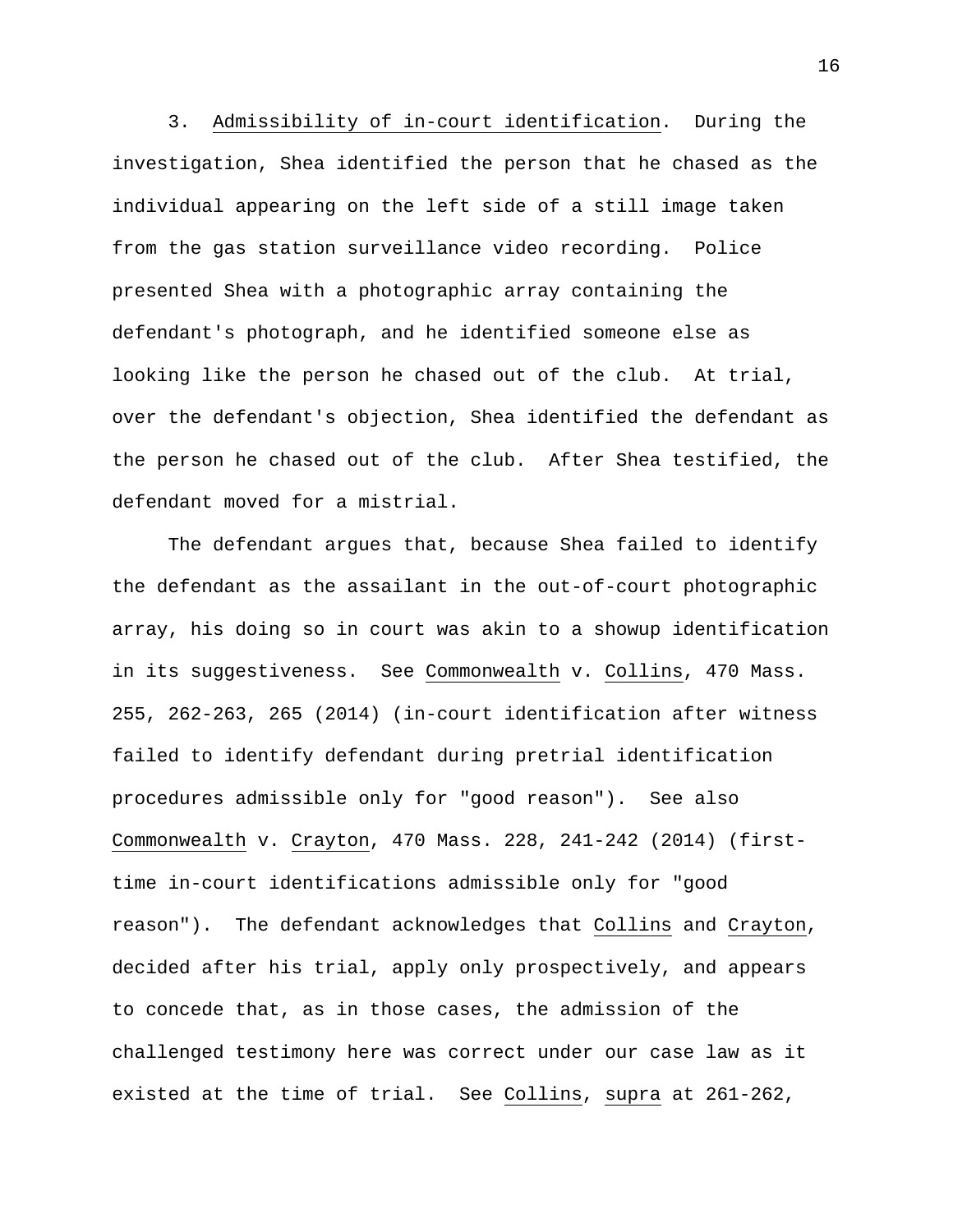3. Admissibility of in-court identification. During the investigation, Shea identified the person that he chased as the individual appearing on the left side of a still image taken from the gas station surveillance video recording. Police presented Shea with a photographic array containing the defendant's photograph, and he identified someone else as looking like the person he chased out of the club. At trial, over the defendant's objection, Shea identified the defendant as the person he chased out of the club. After Shea testified, the defendant moved for a mistrial.

The defendant argues that, because Shea failed to identify the defendant as the assailant in the out-of-court photographic array, his doing so in court was akin to a showup identification in its suggestiveness. See Commonwealth v. Collins, 470 Mass. 255, 262-263, 265 (2014) (in-court identification after witness failed to identify defendant during pretrial identification procedures admissible only for "good reason"). See also Commonwealth v. Crayton, 470 Mass. 228, 241-242 (2014) (first-time in-court identifications admissible only for "good reason"). The defendant acknowledges that Collins and Crayton, decided after his trial, apply only prospectively, and appears to concede that, as in those cases, the admission of the challenged testimony here was correct under our case law as it existed at the time of trial. See Collins, supra at 261-262,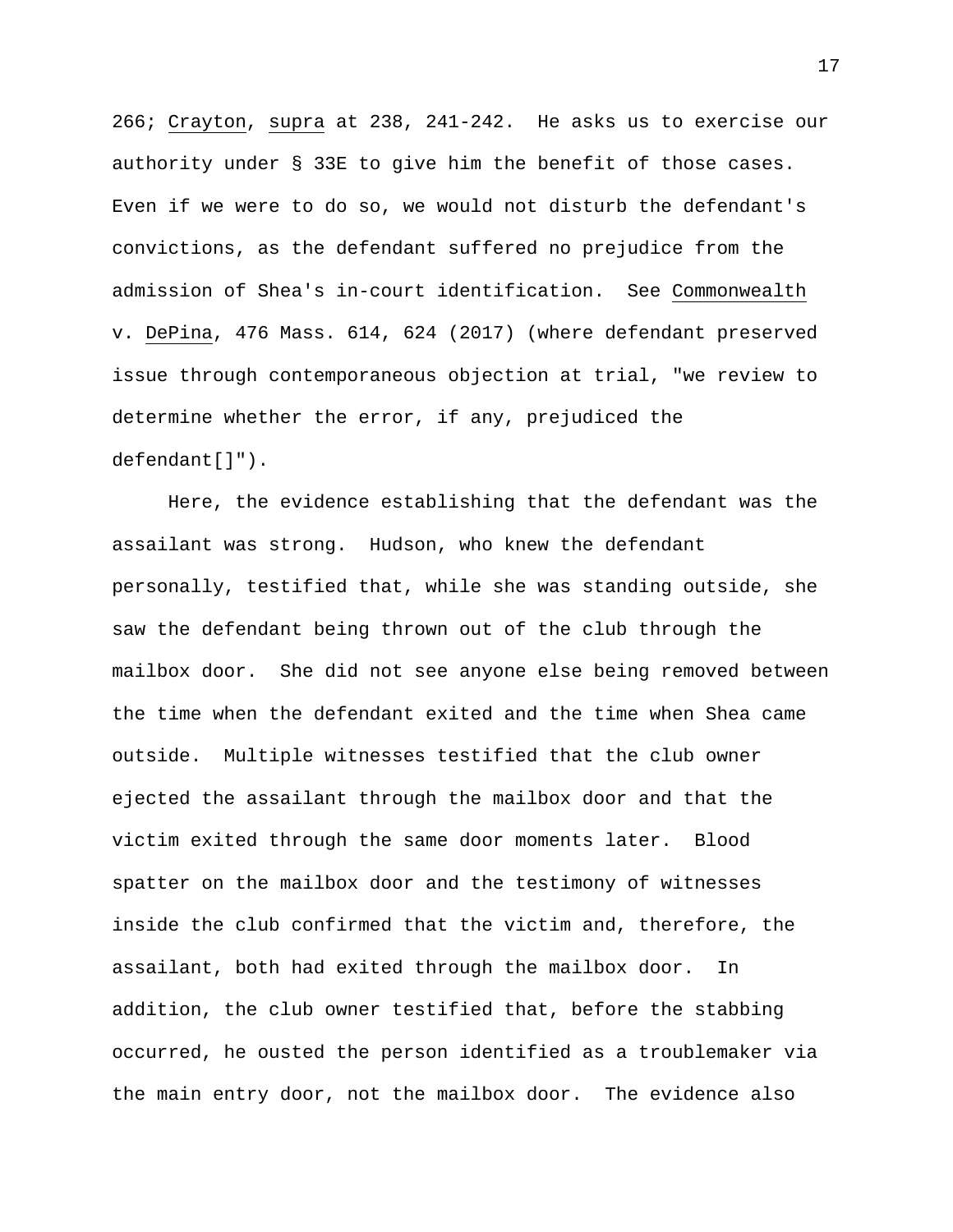266; Crayton, supra at 238, 241-242. He asks us to exercise our authority under § 33E to give him the benefit of those cases. Even if we were to do so, we would not disturb the defendant's convictions, as the defendant suffered no prejudice from the admission of Shea's in-court identification. See Commonwealth v. DePina, 476 Mass. 614, 624 (2017) (where defendant preserved issue through contemporaneous objection at trial, "we review to determine whether the error, if any, prejudiced the defendant[]").

Here, the evidence establishing that the defendant was the assailant was strong. Hudson, who knew the defendant personally, testified that, while she was standing outside, she saw the defendant being thrown out of the club through the mailbox door. She did not see anyone else being removed between the time when the defendant exited and the time when Shea came outside. Multiple witnesses testified that the club owner ejected the assailant through the mailbox door and that the victim exited through the same door moments later. Blood spatter on the mailbox door and the testimony of witnesses inside the club confirmed that the victim and, therefore, the assailant, both had exited through the mailbox door. In addition, the club owner testified that, before the stabbing occurred, he ousted the person identified as a troublemaker via the main entry door, not the mailbox door. The evidence also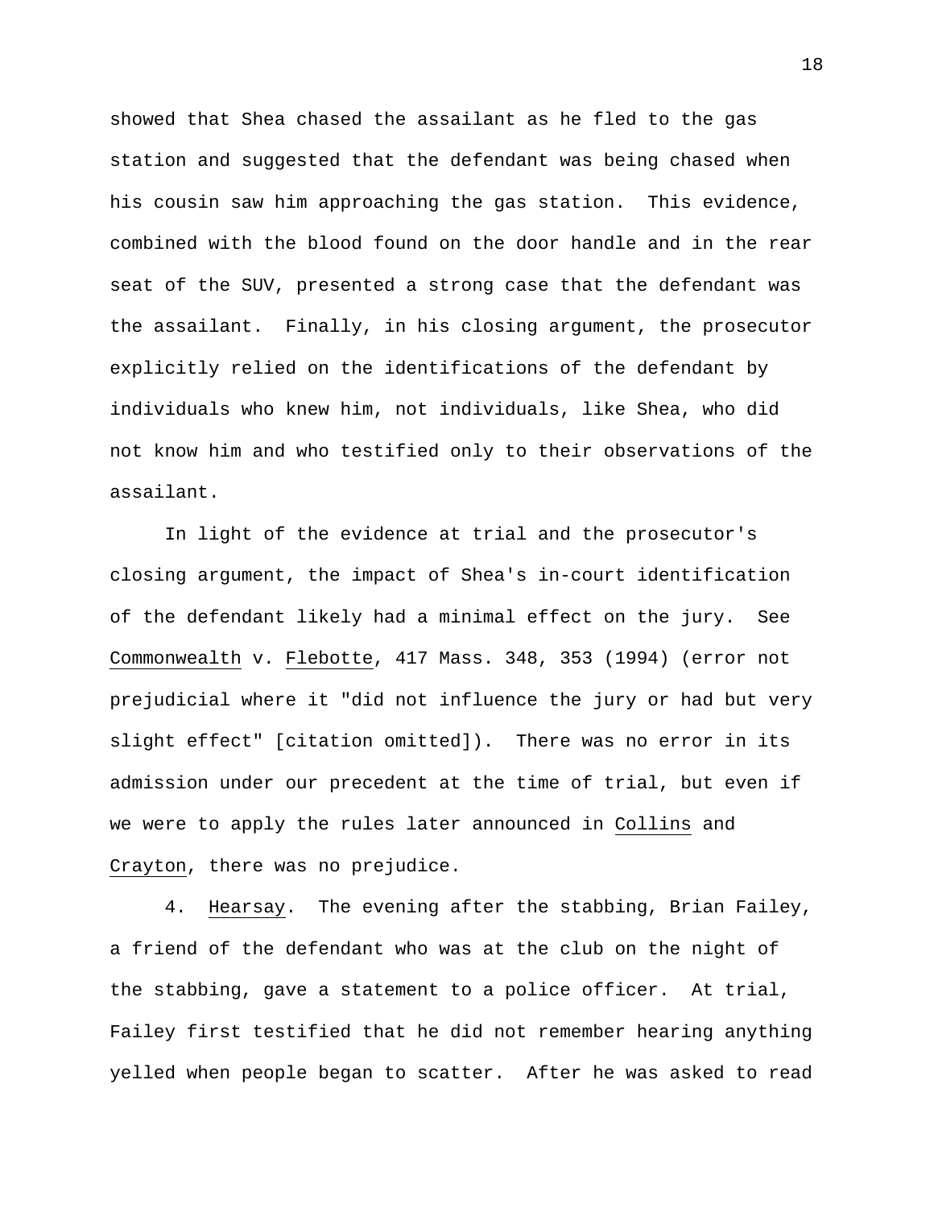showed that Shea chased the assailant as he fled to the gas station and suggested that the defendant was being chased when his cousin saw him approaching the gas station. This evidence, combined with the blood found on the door handle and in the rear seat of the SUV, presented a strong case that the defendant was the assailant. Finally, in his closing argument, the prosecutor explicitly relied on the identifications of the defendant by individuals who knew him, not individuals, like Shea, who did not know him and who testified only to their observations of the assailant.

In light of the evidence at trial and the prosecutor's closing argument, the impact of Shea's in-court identification of the defendant likely had a minimal effect on the jury. See Commonwealth v. Flebotte, 417 Mass. 348, 353 (1994) (error not prejudicial where it "did not influence the jury or had but very slight effect" [citation omitted]). There was no error in its admission under our precedent at the time of trial, but even if we were to apply the rules later announced in Collins and Crayton, there was no prejudice.

4. Hearsay. The evening after the stabbing, Brian Failey, a friend of the defendant who was at the club on the night of the stabbing, gave a statement to a police officer. At trial, Failey first testified that he did not remember hearing anything yelled when people began to scatter. After he was asked to read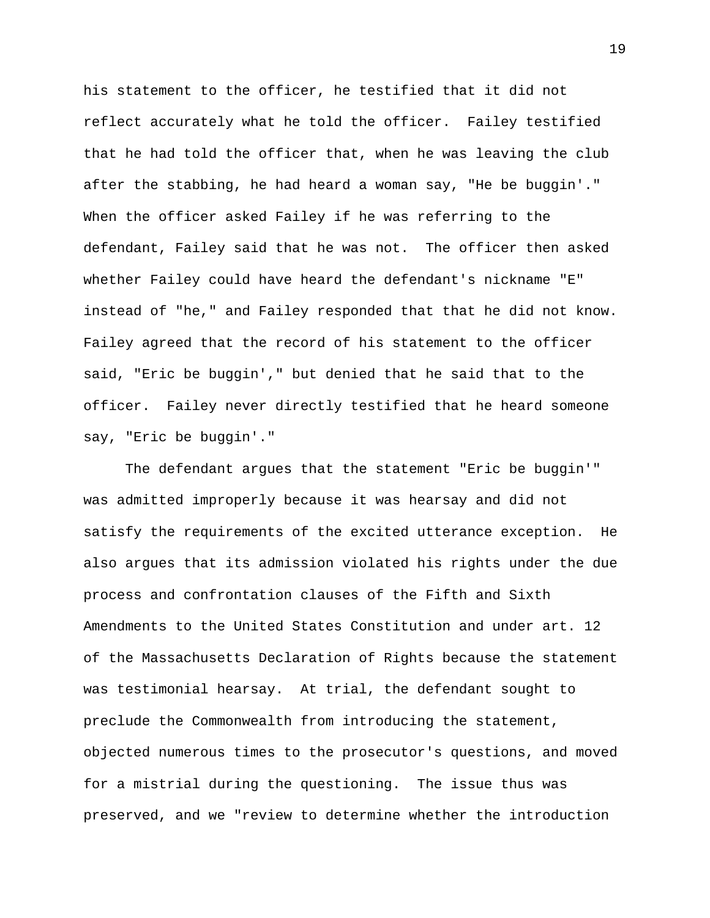his statement to the officer, he testified that it did not reflect accurately what he told the officer. Failey testified that he had told the officer that, when he was leaving the club after the stabbing, he had heard a woman say, "He be buggin'." When the officer asked Failey if he was referring to the defendant, Failey said that he was not. The officer then asked whether Failey could have heard the defendant's nickname "E" instead of "he," and Failey responded that that he did not know. Failey agreed that the record of his statement to the officer said, "Eric be buggin'," but denied that he said that to the officer. Failey never directly testified that he heard someone say, "Eric be buggin'."

The defendant argues that the statement "Eric be buggin'" was admitted improperly because it was hearsay and did not satisfy the requirements of the excited utterance exception. He also argues that its admission violated his rights under the due process and confrontation clauses of the Fifth and Sixth Amendments to the United States Constitution and under art. 12 of the Massachusetts Declaration of Rights because the statement was testimonial hearsay. At trial, the defendant sought to preclude the Commonwealth from introducing the statement, objected numerous times to the prosecutor's questions, and moved for a mistrial during the questioning. The issue thus was preserved, and we "review to determine whether the introduction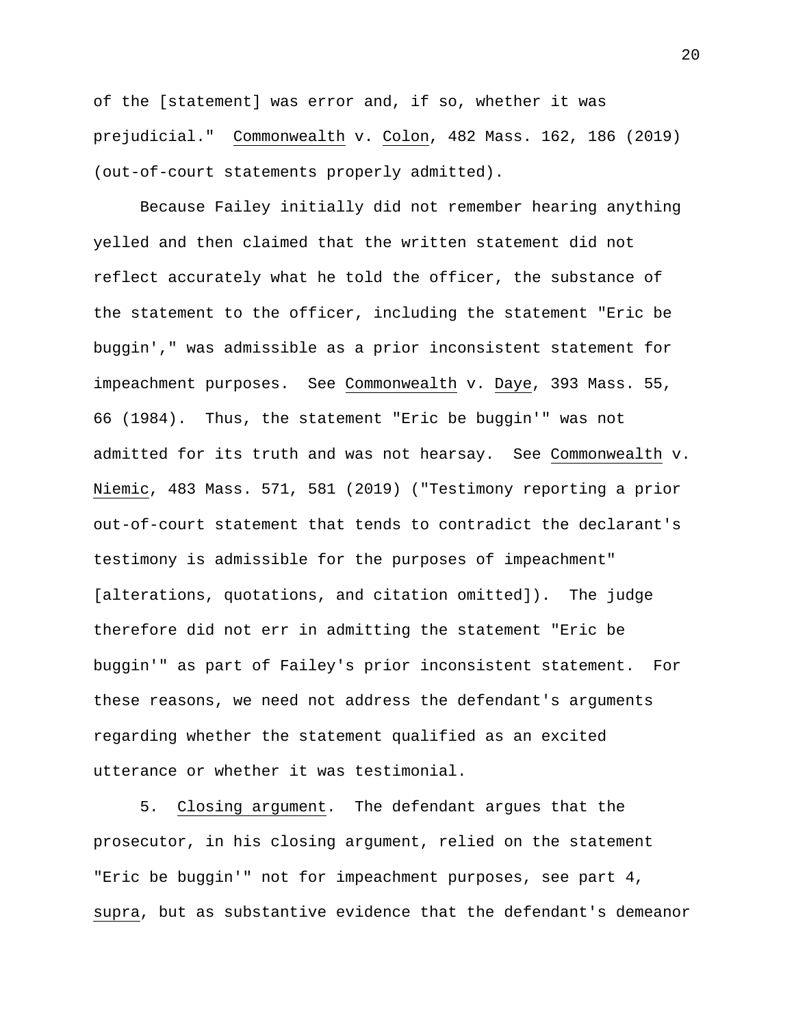of the [statement] was error and, if so, whether it was prejudicial." Commonwealth v. Colon, 482 Mass. 162, 186 (2019) (out-of-court statements properly admitted).

Because Failey initially did not remember hearing anything yelled and then claimed that the written statement did not reflect accurately what he told the officer, the substance of the statement to the officer, including the statement "Eric be buggin'," was admissible as a prior inconsistent statement for impeachment purposes. See Commonwealth v. Daye, 393 Mass. 55, 66 (1984). Thus, the statement "Eric be buggin'" was not admitted for its truth and was not hearsay. See Commonwealth v. Niemic, 483 Mass. 571, 581 (2019) ("Testimony reporting a prior out-of-court statement that tends to contradict the declarant's testimony is admissible for the purposes of impeachment" [alterations, quotations, and citation omitted]). The judge therefore did not err in admitting the statement "Eric be buggin'" as part of Failey's prior inconsistent statement. For these reasons, we need not address the defendant's arguments regarding whether the statement qualified as an excited utterance or whether it was testimonial.

5. Closing argument. The defendant argues that the prosecutor, in his closing argument, relied on the statement "Eric be buggin'" not for impeachment purposes, see part 4, supra, but as substantive evidence that the defendant's demeanor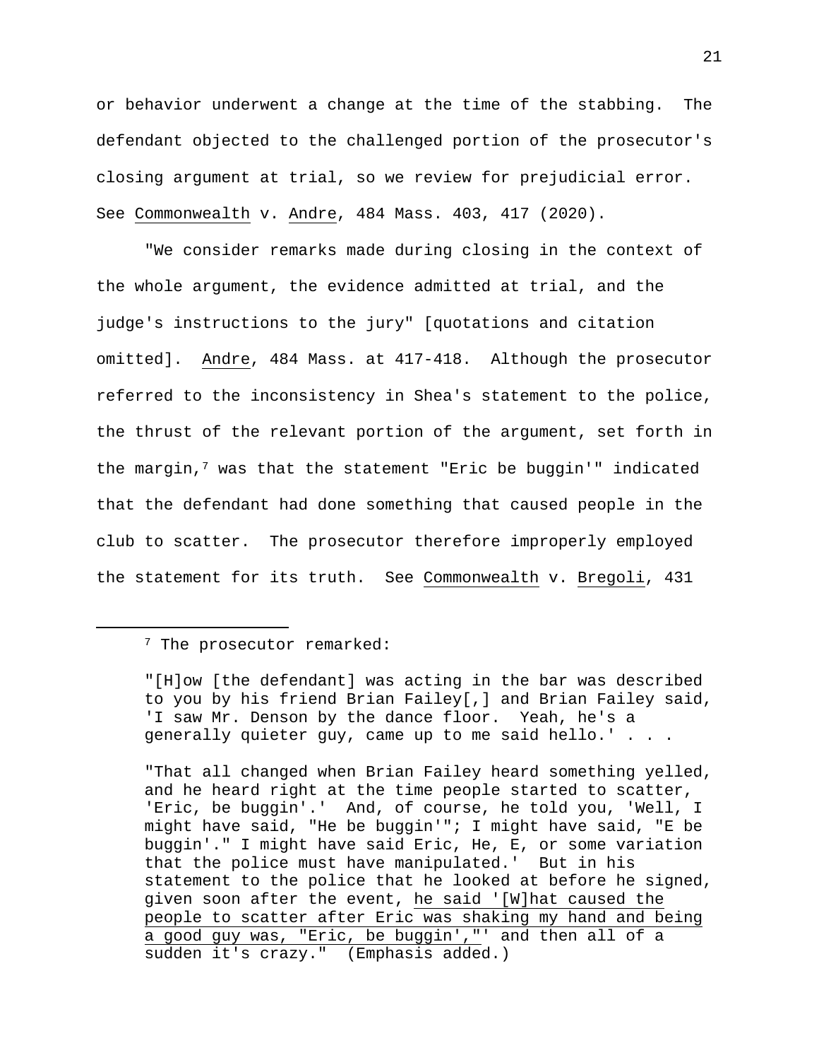or behavior underwent a change at the time of the stabbing. The defendant objected to the challenged portion of the prosecutor's closing argument at trial, so we review for prejudicial error. See Commonwealth v. Andre, 484 Mass. 403, 417 (2020).

"We consider remarks made during closing in the context of the whole argument, the evidence admitted at trial, and the judge's instructions to the jury" [quotations and citation omitted]. Andre, 484 Mass. at 417-418. Although the prosecutor referred to the inconsistency in Shea's statement to the police, the thrust of the relevant portion of the argument, set forth in the margin,[7] was that the statement "Eric be buggin'" indicated that the defendant had done something that caused people in the club to scatter. The prosecutor therefore improperly employed the statement for its truth. See Commonwealth v. Bregoli, 431

---

[7] The prosecutor remarked:

> "[H]ow [the defendant] was acting in the bar was described to you by his friend Brian Failey[,] and Brian Failey said, 'I saw Mr. Denson by the dance floor. Yeah, he's a generally quieter guy, came up to me said hello.' . . .
>
> "That all changed when Brian Failey heard something yelled, and he heard right at the time people started to scatter, 'Eric, be buggin'.' And, of course, he told you, 'Well, I might have said, "He be buggin'"; I might have said, "E be buggin'." I might have said Eric, He, E, or some variation that the police must have manipulated.' But in his statement to the police that he looked at before he signed, given soon after the event, <u>he said '[W]hat caused the people to scatter after Eric was shaking my hand and being a good guy was, "Eric, be buggin',"'</u> and then all of a sudden it's crazy." (Emphasis added.)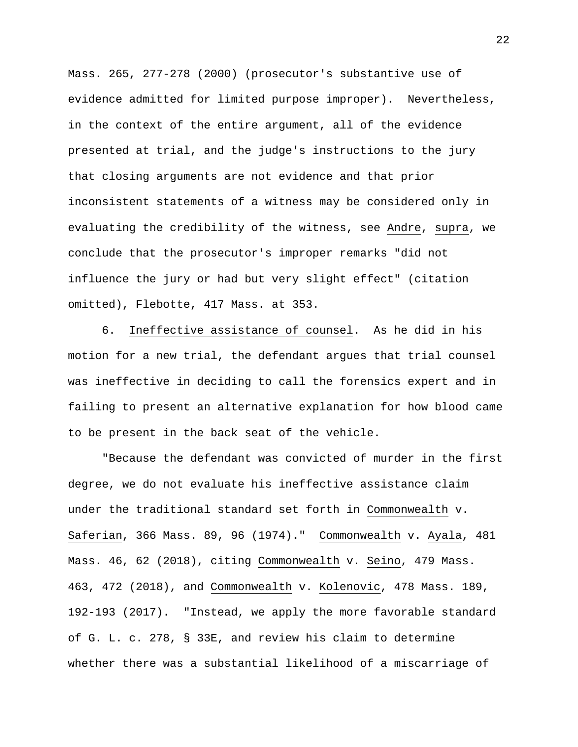Mass. 265, 277-278 (2000) (prosecutor's substantive use of evidence admitted for limited purpose improper). Nevertheless, in the context of the entire argument, all of the evidence presented at trial, and the judge's instructions to the jury that closing arguments are not evidence and that prior inconsistent statements of a witness may be considered only in evaluating the credibility of the witness, see Andre, supra, we conclude that the prosecutor's improper remarks "did not influence the jury or had but very slight effect" (citation omitted), Flebotte, 417 Mass. at 353.

6. Ineffective assistance of counsel. As he did in his motion for a new trial, the defendant argues that trial counsel was ineffective in deciding to call the forensics expert and in failing to present an alternative explanation for how blood came to be present in the back seat of the vehicle.

"Because the defendant was convicted of murder in the first degree, we do not evaluate his ineffective assistance claim under the traditional standard set forth in Commonwealth v. Saferian, 366 Mass. 89, 96 (1974)." Commonwealth v. Ayala, 481 Mass. 46, 62 (2018), citing Commonwealth v. Seino, 479 Mass. 463, 472 (2018), and Commonwealth v. Kolenovic, 478 Mass. 189, 192-193 (2017). "Instead, we apply the more favorable standard of G. L. c. 278, § 33E, and review his claim to determine whether there was a substantial likelihood of a miscarriage of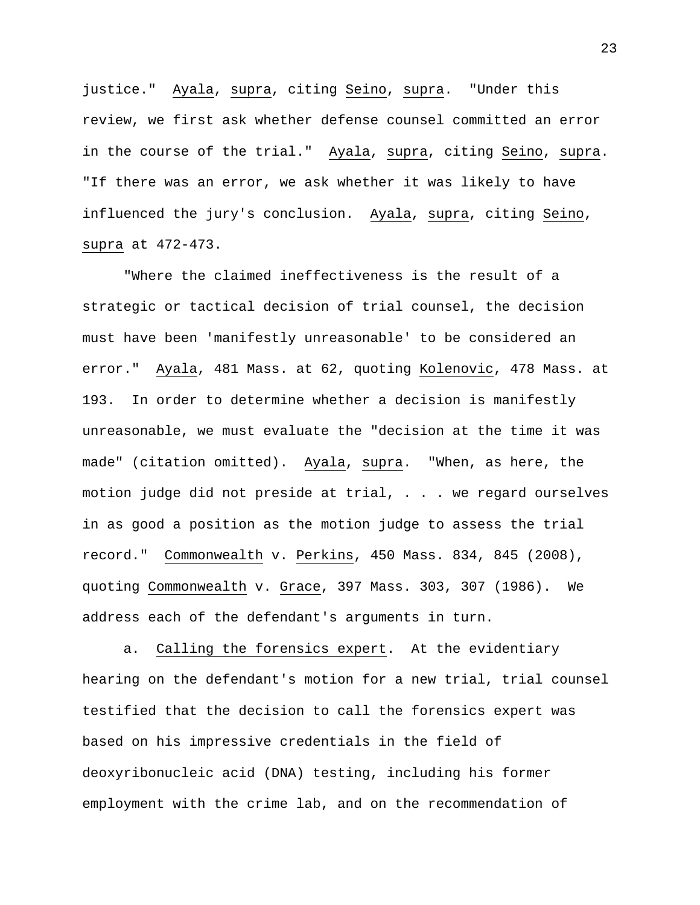justice." Ayala, supra, citing Seino, supra. "Under this review, we first ask whether defense counsel committed an error in the course of the trial." Ayala, supra, citing Seino, supra. "If there was an error, we ask whether it was likely to have influenced the jury's conclusion. Ayala, supra, citing Seino, supra at 472-473.

"Where the claimed ineffectiveness is the result of a strategic or tactical decision of trial counsel, the decision must have been 'manifestly unreasonable' to be considered an error." Ayala, 481 Mass. at 62, quoting Kolenovic, 478 Mass. at 193. In order to determine whether a decision is manifestly unreasonable, we must evaluate the "decision at the time it was made" (citation omitted). Ayala, supra. "When, as here, the motion judge did not preside at trial, . . . we regard ourselves in as good a position as the motion judge to assess the trial record." Commonwealth v. Perkins, 450 Mass. 834, 845 (2008), quoting Commonwealth v. Grace, 397 Mass. 303, 307 (1986). We address each of the defendant's arguments in turn.

a. Calling the forensics expert. At the evidentiary hearing on the defendant's motion for a new trial, trial counsel testified that the decision to call the forensics expert was based on his impressive credentials in the field of deoxyribonucleic acid (DNA) testing, including his former employment with the crime lab, and on the recommendation of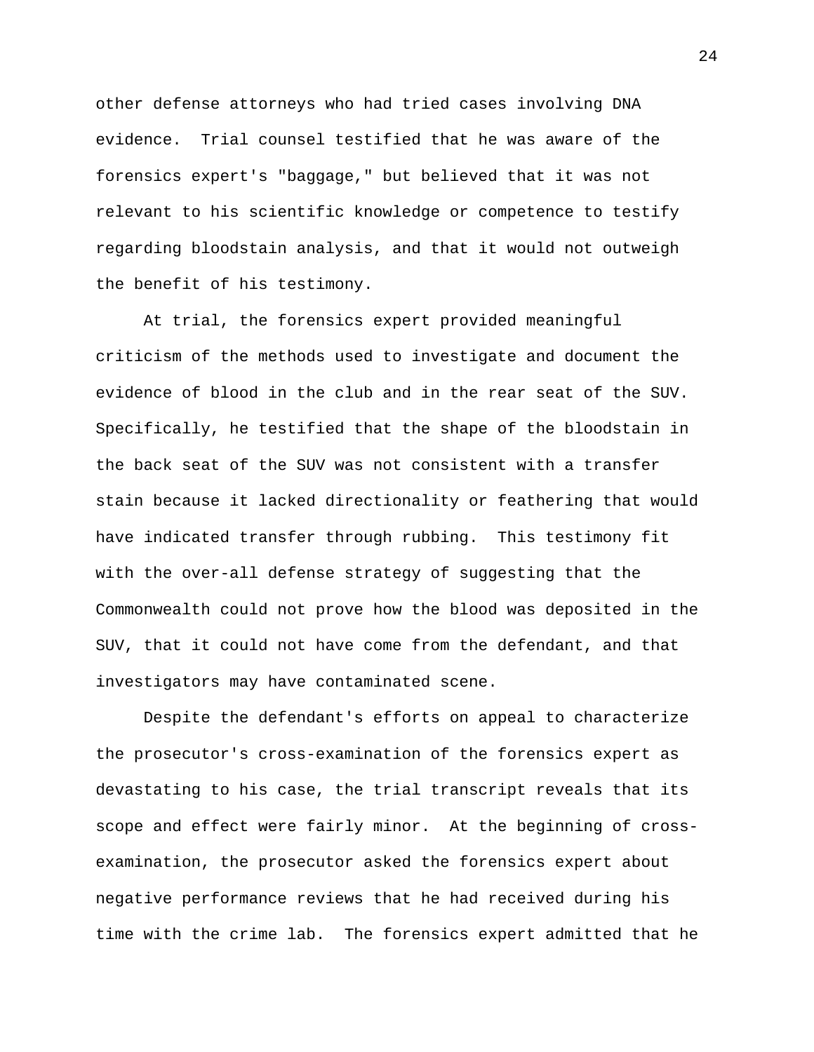other defense attorneys who had tried cases involving DNA evidence. Trial counsel testified that he was aware of the forensics expert's "baggage," but believed that it was not relevant to his scientific knowledge or competence to testify regarding bloodstain analysis, and that it would not outweigh the benefit of his testimony.

At trial, the forensics expert provided meaningful criticism of the methods used to investigate and document the evidence of blood in the club and in the rear seat of the SUV. Specifically, he testified that the shape of the bloodstain in the back seat of the SUV was not consistent with a transfer stain because it lacked directionality or feathering that would have indicated transfer through rubbing. This testimony fit with the over-all defense strategy of suggesting that the Commonwealth could not prove how the blood was deposited in the SUV, that it could not have come from the defendant, and that investigators may have contaminated scene.

Despite the defendant's efforts on appeal to characterize the prosecutor's cross-examination of the forensics expert as devastating to his case, the trial transcript reveals that its scope and effect were fairly minor. At the beginning of cross-examination, the prosecutor asked the forensics expert about negative performance reviews that he had received during his time with the crime lab. The forensics expert admitted that he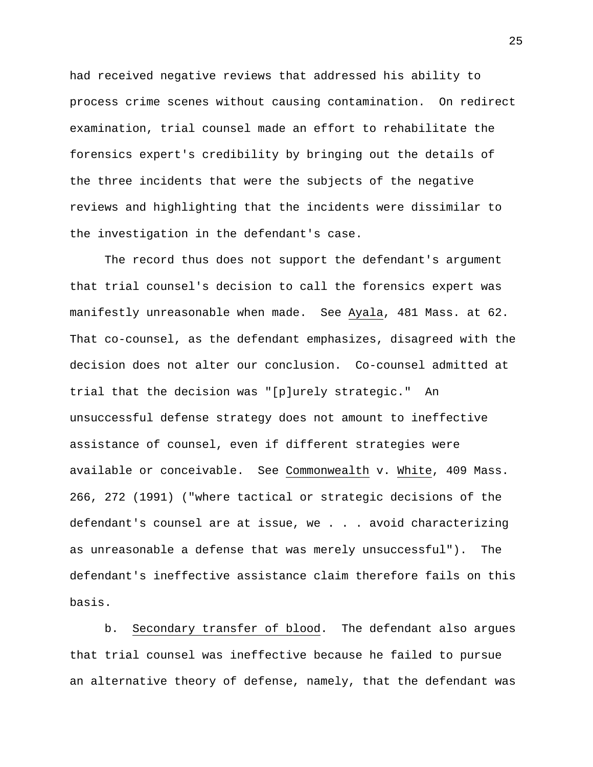had received negative reviews that addressed his ability to process crime scenes without causing contamination. On redirect examination, trial counsel made an effort to rehabilitate the forensics expert's credibility by bringing out the details of the three incidents that were the subjects of the negative reviews and highlighting that the incidents were dissimilar to the investigation in the defendant's case.

The record thus does not support the defendant's argument that trial counsel's decision to call the forensics expert was manifestly unreasonable when made. See Ayala, 481 Mass. at 62. That co-counsel, as the defendant emphasizes, disagreed with the decision does not alter our conclusion. Co-counsel admitted at trial that the decision was "[p]urely strategic." An unsuccessful defense strategy does not amount to ineffective assistance of counsel, even if different strategies were available or conceivable. See Commonwealth v. White, 409 Mass. 266, 272 (1991) ("where tactical or strategic decisions of the defendant's counsel are at issue, we . . . avoid characterizing as unreasonable a defense that was merely unsuccessful"). The defendant's ineffective assistance claim therefore fails on this basis.

b. Secondary transfer of blood. The defendant also argues that trial counsel was ineffective because he failed to pursue an alternative theory of defense, namely, that the defendant was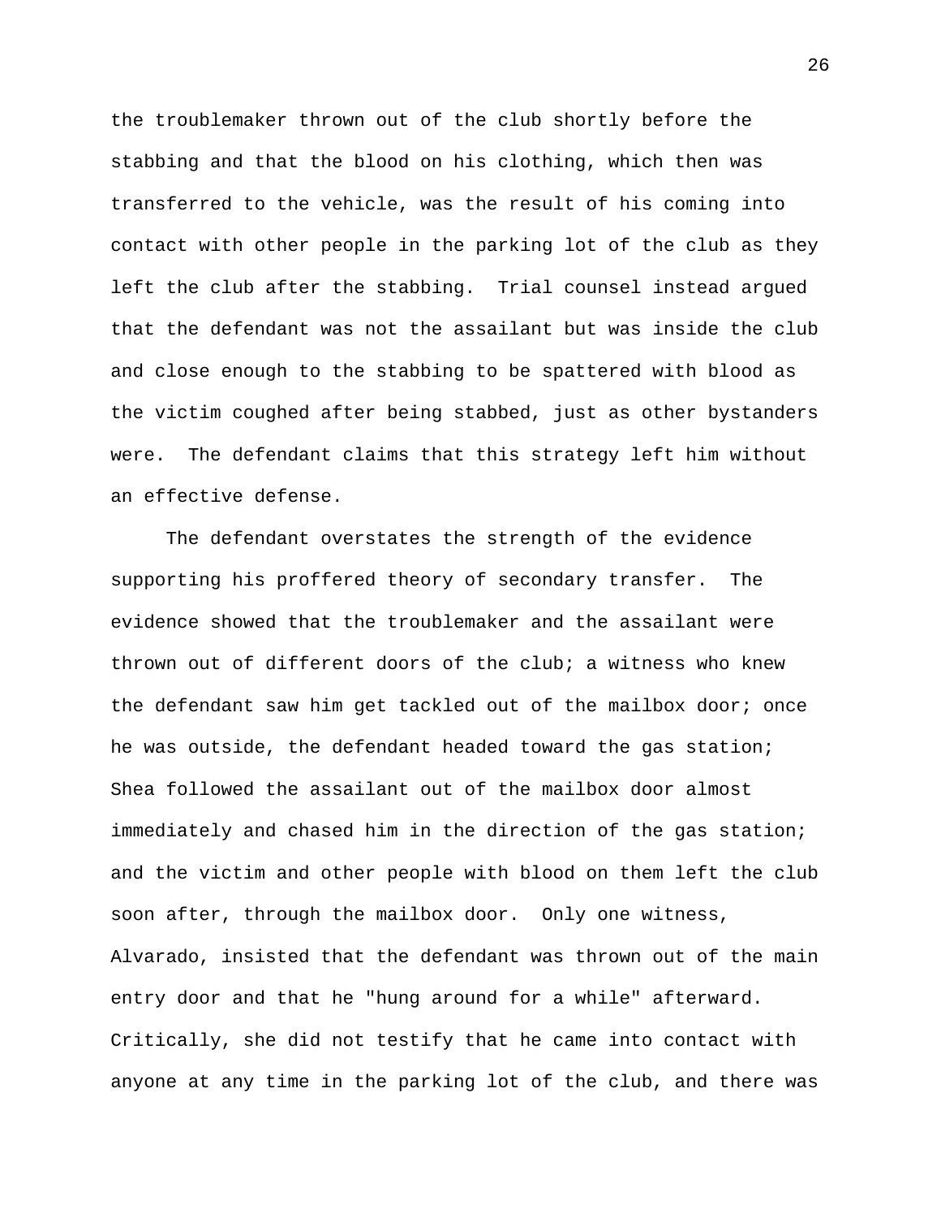the troublemaker thrown out of the club shortly before the stabbing and that the blood on his clothing, which then was transferred to the vehicle, was the result of his coming into contact with other people in the parking lot of the club as they left the club after the stabbing. Trial counsel instead argued that the defendant was not the assailant but was inside the club and close enough to the stabbing to be spattered with blood as the victim coughed after being stabbed, just as other bystanders were. The defendant claims that this strategy left him without an effective defense.

The defendant overstates the strength of the evidence supporting his proffered theory of secondary transfer. The evidence showed that the troublemaker and the assailant were thrown out of different doors of the club; a witness who knew the defendant saw him get tackled out of the mailbox door; once he was outside, the defendant headed toward the gas station; Shea followed the assailant out of the mailbox door almost immediately and chased him in the direction of the gas station; and the victim and other people with blood on them left the club soon after, through the mailbox door. Only one witness, Alvarado, insisted that the defendant was thrown out of the main entry door and that he "hung around for a while" afterward. Critically, she did not testify that he came into contact with anyone at any time in the parking lot of the club, and there was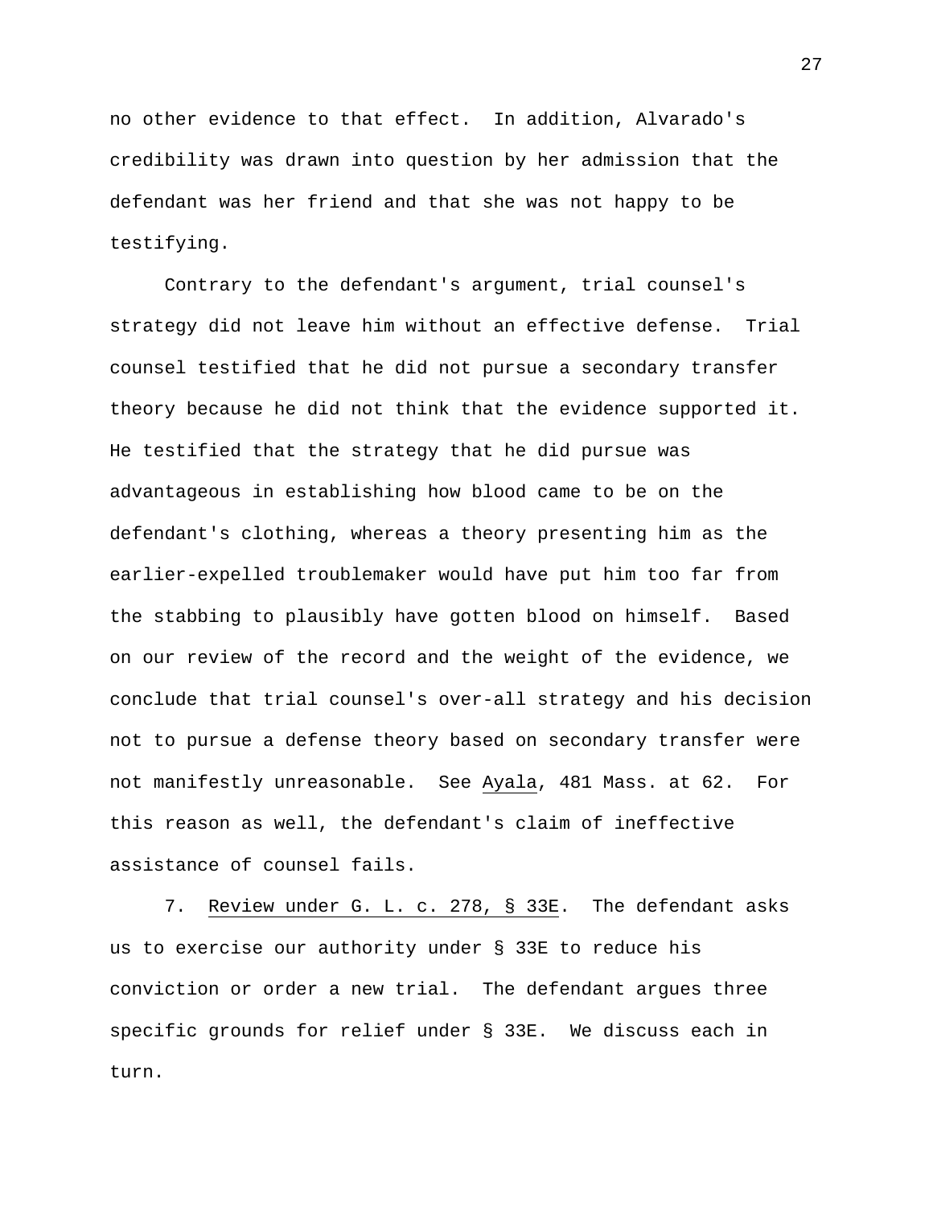no other evidence to that effect. In addition, Alvarado's credibility was drawn into question by her admission that the defendant was her friend and that she was not happy to be testifying.

Contrary to the defendant's argument, trial counsel's strategy did not leave him without an effective defense. Trial counsel testified that he did not pursue a secondary transfer theory because he did not think that the evidence supported it. He testified that the strategy that he did pursue was advantageous in establishing how blood came to be on the defendant's clothing, whereas a theory presenting him as the earlier-expelled troublemaker would have put him too far from the stabbing to plausibly have gotten blood on himself. Based on our review of the record and the weight of the evidence, we conclude that trial counsel's over-all strategy and his decision not to pursue a defense theory based on secondary transfer were not manifestly unreasonable. See Ayala, 481 Mass. at 62. For this reason as well, the defendant's claim of ineffective assistance of counsel fails.

7. Review under G. L. c. 278, § 33E. The defendant asks us to exercise our authority under § 33E to reduce his conviction or order a new trial. The defendant argues three specific grounds for relief under § 33E. We discuss each in turn.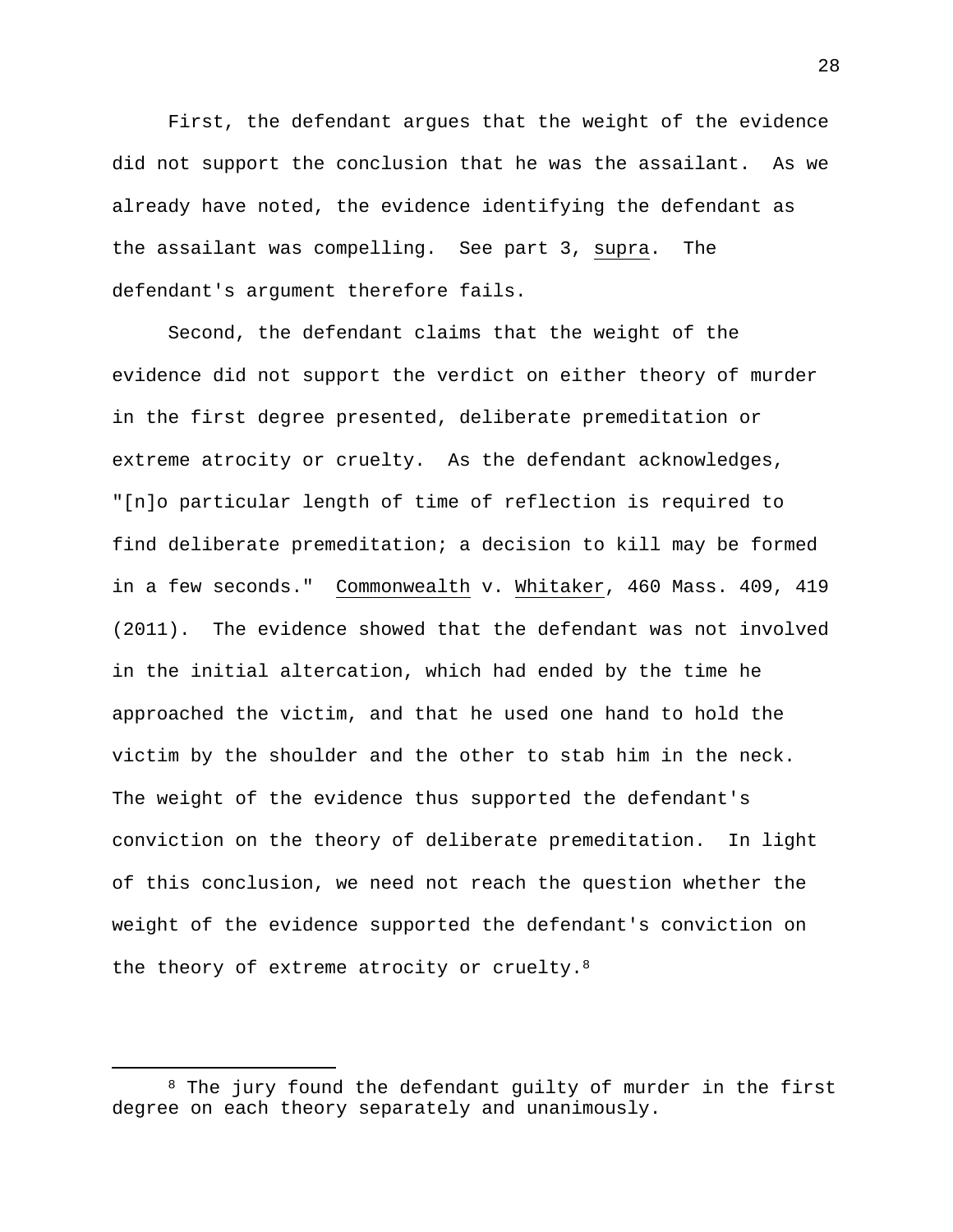First, the defendant argues that the weight of the evidence did not support the conclusion that he was the assailant. As we already have noted, the evidence identifying the defendant as the assailant was compelling. See part 3, _supra_. The defendant's argument therefore fails.

Second, the defendant claims that the weight of the evidence did not support the verdict on either theory of murder in the first degree presented, deliberate premeditation or extreme atrocity or cruelty. As the defendant acknowledges, "[n]o particular length of time of reflection is required to find deliberate premeditation; a decision to kill may be formed in a few seconds." _Commonwealth_ v. _Whitaker_, 460 Mass. 409, 419 (2011). The evidence showed that the defendant was not involved in the initial altercation, which had ended by the time he approached the victim, and that he used one hand to hold the victim by the shoulder and the other to stab him in the neck. The weight of the evidence thus supported the defendant's conviction on the theory of deliberate premeditation. In light of this conclusion, we need not reach the question whether the weight of the evidence supported the defendant's conviction on the theory of extreme atrocity or cruelty.[8]

---

[8] The jury found the defendant guilty of murder in the first degree on each theory separately and unanimously.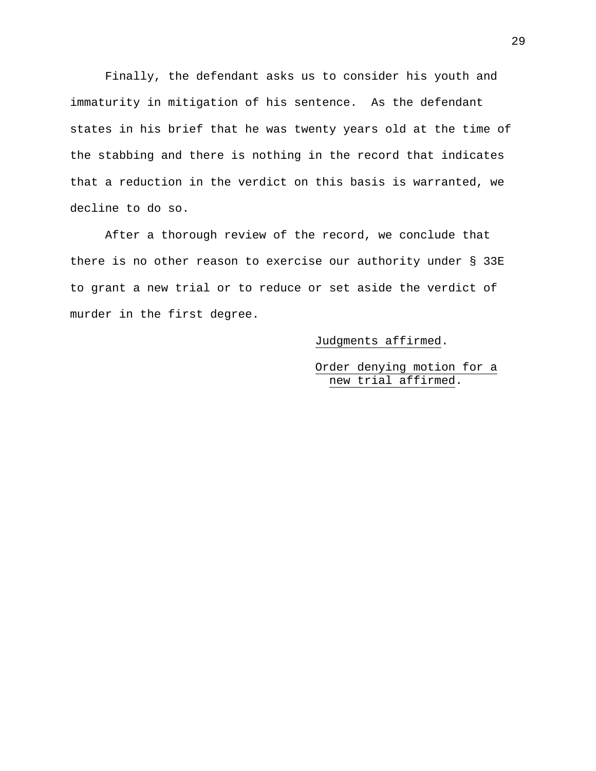Finally, the defendant asks us to consider his youth and immaturity in mitigation of his sentence. As the defendant states in his brief that he was twenty years old at the time of the stabbing and there is nothing in the record that indicates that a reduction in the verdict on this basis is warranted, we decline to do so.

After a thorough review of the record, we conclude that there is no other reason to exercise our authority under § 33E to grant a new trial or to reduce or set aside the verdict of murder in the first degree.

Judgments affirmed.

Order denying motion for a new trial affirmed.